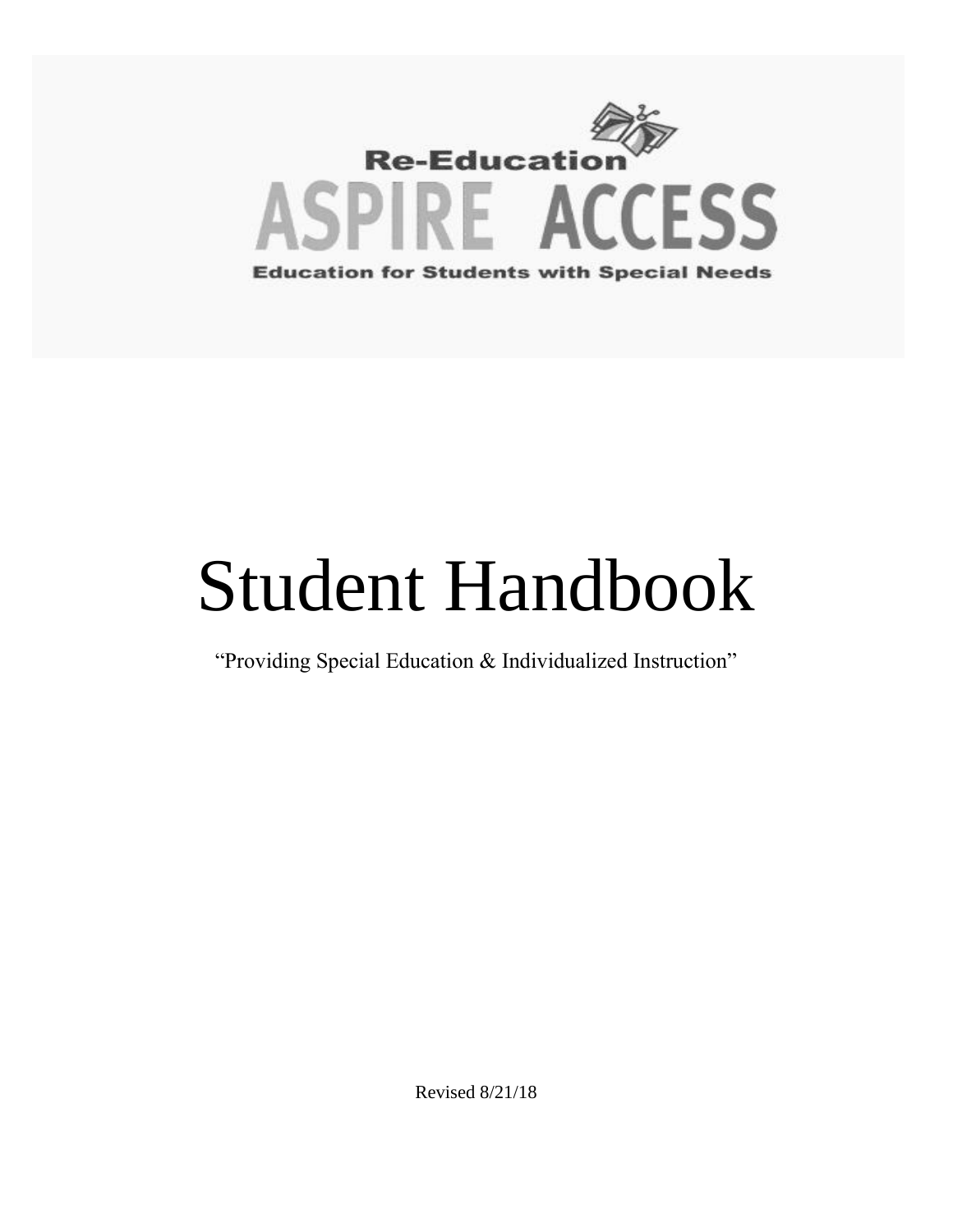Re-Education

ASPIRE ACCESS

Education for Students with Special Needs

# Student Handbook

"Providing Special Education & Individualized Instruction"

Revised 8/21/18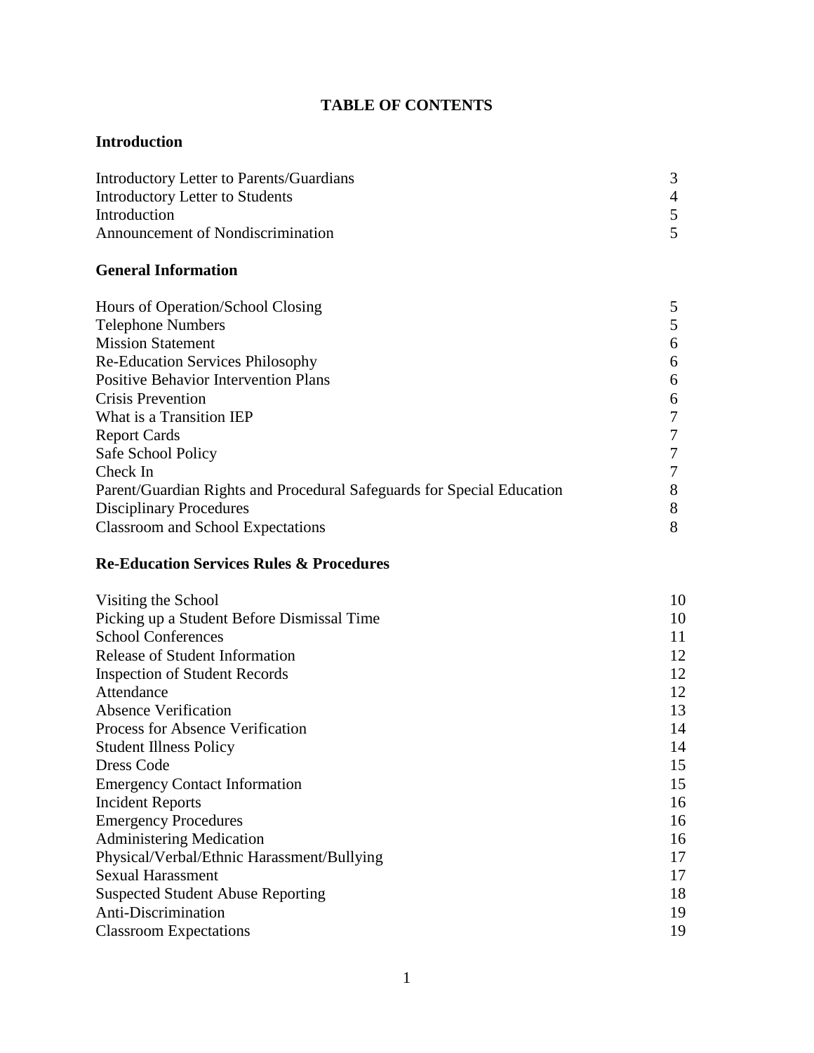# TABLE OF CONTENTS

## Introduction

| | |
|---|---|
| Introductory Letter to Parents/Guardians | 3 |
| Introductory Letter to Students | 4 |
| Introduction | 5 |
| Announcement of Nondiscrimination | 5 |

## General Information

| | |
|---|---|
| Hours of Operation/School Closing | 5 |
| Telephone Numbers | 5 |
| Mission Statement | 6 |
| Re-Education Services Philosophy | 6 |
| Positive Behavior Intervention Plans | 6 |
| Crisis Prevention | 6 |
| What is a Transition IEP | 7 |
| Report Cards | 7 |
| Safe School Policy | 7 |
| Check In | 7 |
| Parent/Guardian Rights and Procedural Safeguards for Special Education | 8 |
| Disciplinary Procedures | 8 |
| Classroom and School Expectations | 8 |

## Re-Education Services Rules & Procedures

| | |
|---|---|
| Visiting the School | 10 |
| Picking up a Student Before Dismissal Time | 10 |
| School Conferences | 11 |
| Release of Student Information | 12 |
| Inspection of Student Records | 12 |
| Attendance | 12 |
| Absence Verification | 13 |
| Process for Absence Verification | 14 |
| Student Illness Policy | 14 |
| Dress Code | 15 |
| Emergency Contact Information | 15 |
| Incident Reports | 16 |
| Emergency Procedures | 16 |
| Administering Medication | 16 |
| Physical/Verbal/Ethnic Harassment/Bullying | 17 |
| Sexual Harassment | 17 |
| Suspected Student Abuse Reporting | 18 |
| Anti-Discrimination | 19 |
| Classroom Expectations | 19 |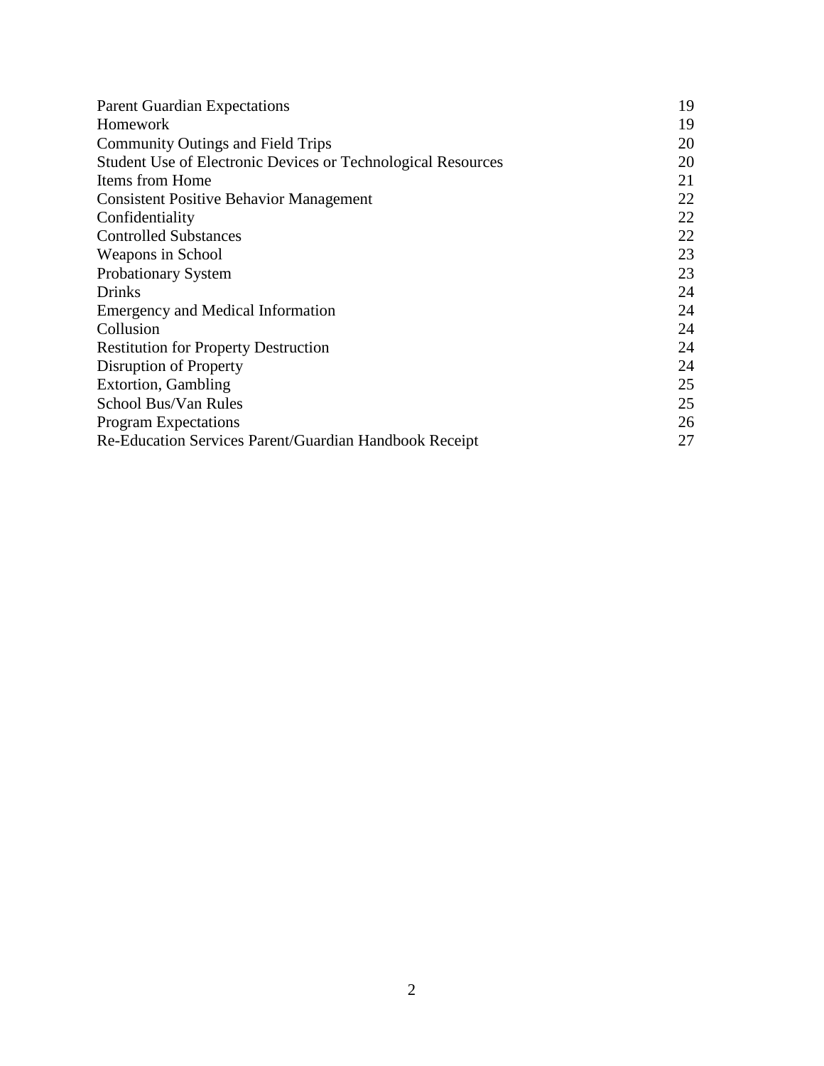| | |
|---|---|
| Parent Guardian Expectations | 19 |
| Homework | 19 |
| Community Outings and Field Trips | 20 |
| Student Use of Electronic Devices or Technological Resources | 20 |
| Items from Home | 21 |
| Consistent Positive Behavior Management | 22 |
| Confidentiality | 22 |
| Controlled Substances | 22 |
| Weapons in School | 23 |
| Probationary System | 23 |
| Drinks | 24 |
| Emergency and Medical Information | 24 |
| Collusion | 24 |
| Restitution for Property Destruction | 24 |
| Disruption of Property | 24 |
| Extortion, Gambling | 25 |
| School Bus/Van Rules | 25 |
| Program Expectations | 26 |
| Re-Education Services Parent/Guardian Handbook Receipt | 27 |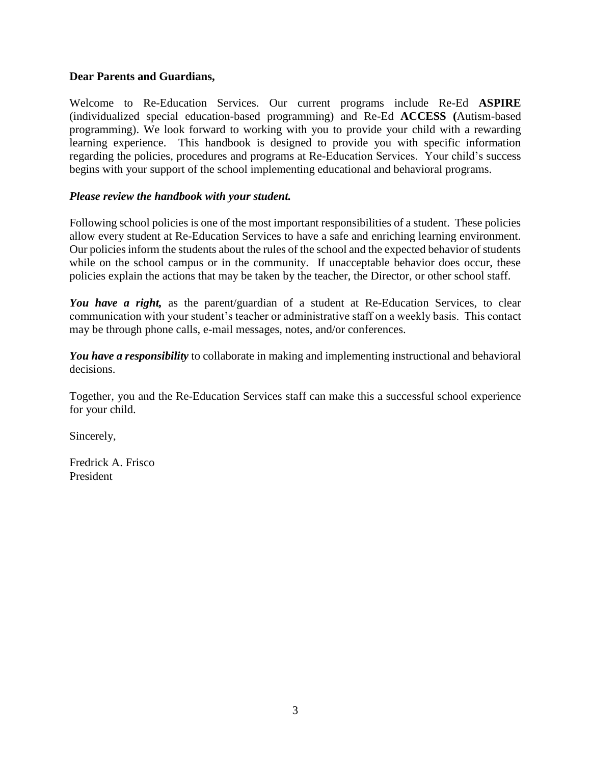**Dear Parents and Guardians,**

Welcome to Re-Education Services. Our current programs include Re-Ed **ASPIRE** (individualized special education-based programming) and Re-Ed **ACCESS (**Autism-based programming). We look forward to working with you to provide your child with a rewarding learning experience. This handbook is designed to provide you with specific information regarding the policies, procedures and programs at Re-Education Services. Your child's success begins with your support of the school implementing educational and behavioral programs.

***Please review the handbook with your student.***

Following school policies is one of the most important responsibilities of a student. These policies allow every student at Re-Education Services to have a safe and enriching learning environment. Our policies inform the students about the rules of the school and the expected behavior of students while on the school campus or in the community. If unacceptable behavior does occur, these policies explain the actions that may be taken by the teacher, the Director, or other school staff.

***You have a right,*** as the parent/guardian of a student at Re-Education Services, to clear communication with your student's teacher or administrative staff on a weekly basis. This contact may be through phone calls, e-mail messages, notes, and/or conferences.

***You have a responsibility*** to collaborate in making and implementing instructional and behavioral decisions.

Together, you and the Re-Education Services staff can make this a successful school experience for your child.

Sincerely,

Fredrick A. Frisco
President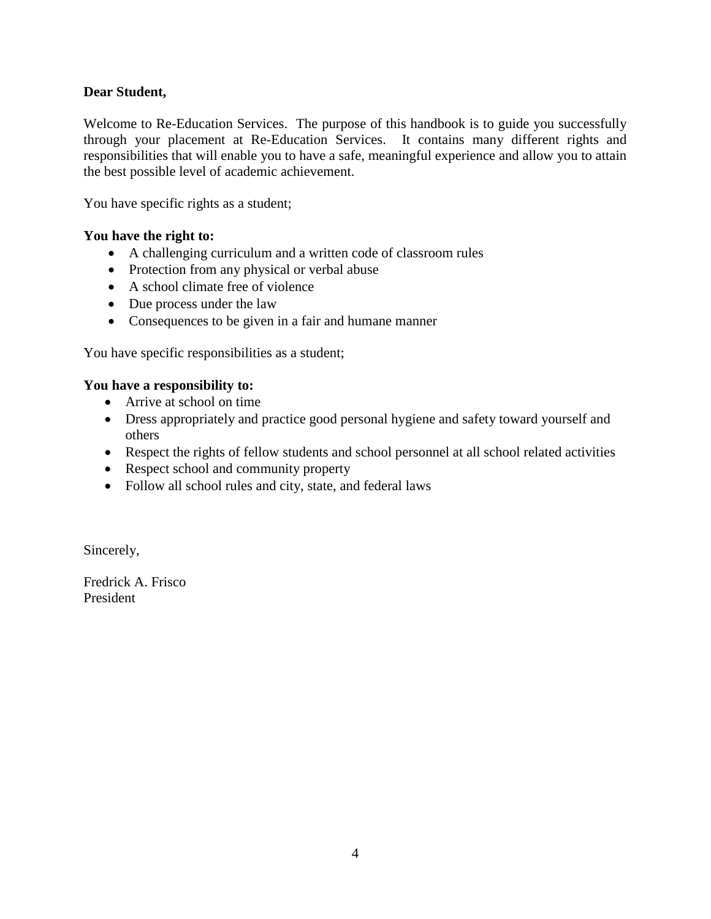**Dear Student,**

Welcome to Re-Education Services. The purpose of this handbook is to guide you successfully through your placement at Re-Education Services. It contains many different rights and responsibilities that will enable you to have a safe, meaningful experience and allow you to attain the best possible level of academic achievement.

You have specific rights as a student;

**You have the right to:**

- A challenging curriculum and a written code of classroom rules
- Protection from any physical or verbal abuse
- A school climate free of violence
- Due process under the law
- Consequences to be given in a fair and humane manner

You have specific responsibilities as a student;

**You have a responsibility to:**

- Arrive at school on time
- Dress appropriately and practice good personal hygiene and safety toward yourself and others
- Respect the rights of fellow students and school personnel at all school related activities
- Respect school and community property
- Follow all school rules and city, state, and federal laws

Sincerely,

Fredrick A. Frisco
President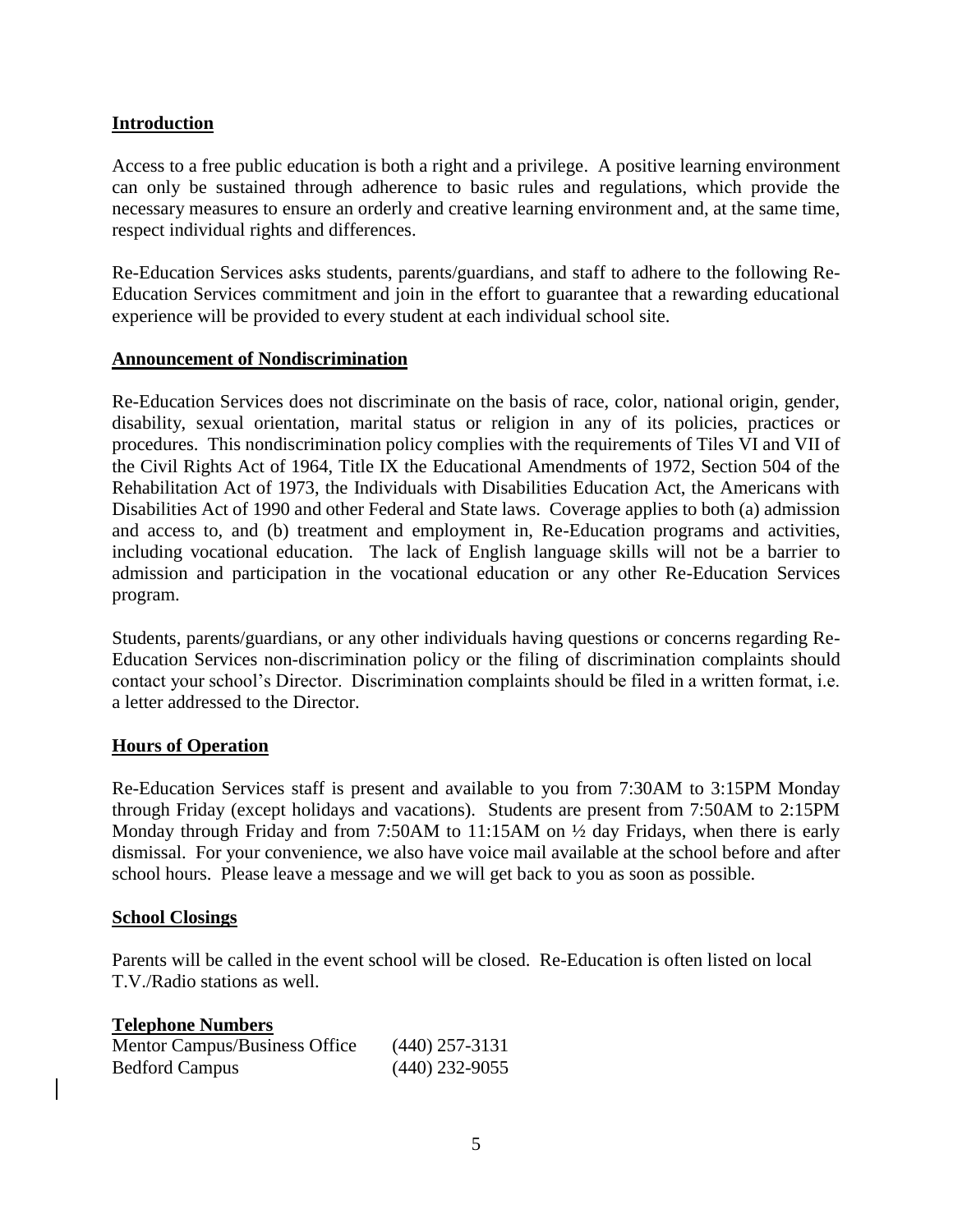## Introduction

Access to a free public education is both a right and a privilege. A positive learning environment can only be sustained through adherence to basic rules and regulations, which provide the necessary measures to ensure an orderly and creative learning environment and, at the same time, respect individual rights and differences.

Re-Education Services asks students, parents/guardians, and staff to adhere to the following Re-Education Services commitment and join in the effort to guarantee that a rewarding educational experience will be provided to every student at each individual school site.

## Announcement of Nondiscrimination

Re-Education Services does not discriminate on the basis of race, color, national origin, gender, disability, sexual orientation, marital status or religion in any of its policies, practices or procedures. This nondiscrimination policy complies with the requirements of Tiles VI and VII of the Civil Rights Act of 1964, Title IX the Educational Amendments of 1972, Section 504 of the Rehabilitation Act of 1973, the Individuals with Disabilities Education Act, the Americans with Disabilities Act of 1990 and other Federal and State laws. Coverage applies to both (a) admission and access to, and (b) treatment and employment in, Re-Education programs and activities, including vocational education. The lack of English language skills will not be a barrier to admission and participation in the vocational education or any other Re-Education Services program.

Students, parents/guardians, or any other individuals having questions or concerns regarding Re-Education Services non-discrimination policy or the filing of discrimination complaints should contact your school's Director. Discrimination complaints should be filed in a written format, i.e. a letter addressed to the Director.

## Hours of Operation

Re-Education Services staff is present and available to you from 7:30AM to 3:15PM Monday through Friday (except holidays and vacations). Students are present from 7:50AM to 2:15PM Monday through Friday and from 7:50AM to 11:15AM on ½ day Fridays, when there is early dismissal. For your convenience, we also have voice mail available at the school before and after school hours. Please leave a message and we will get back to you as soon as possible.

## School Closings

Parents will be called in the event school will be closed. Re-Education is often listed on local T.V./Radio stations as well.

## Telephone Numbers

| | |
|---|---|
| Mentor Campus/Business Office | (440) 257-3131 |
| Bedford Campus | (440) 232-9055 |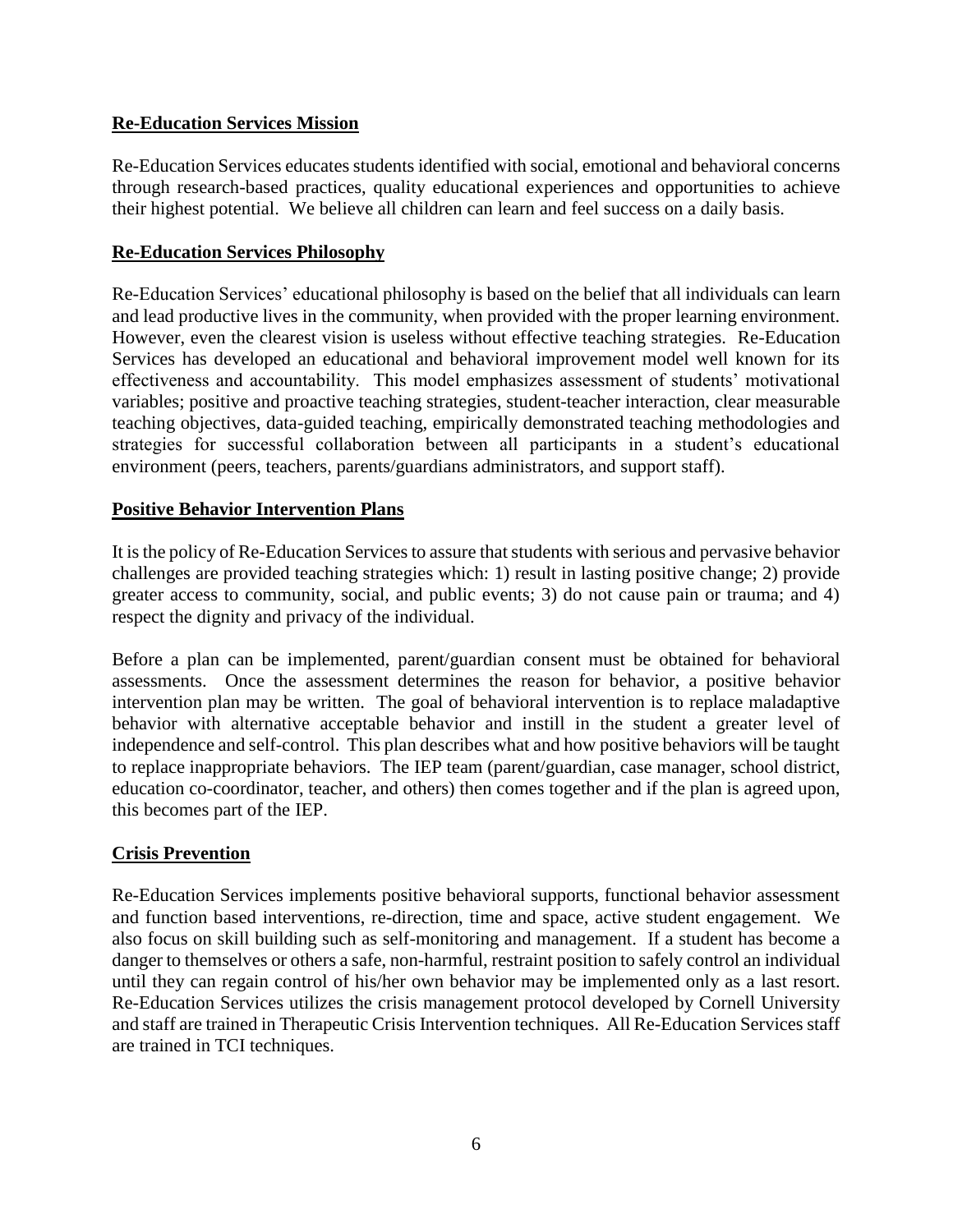## Re-Education Services Mission

Re-Education Services educates students identified with social, emotional and behavioral concerns through research-based practices, quality educational experiences and opportunities to achieve their highest potential. We believe all children can learn and feel success on a daily basis.

## Re-Education Services Philosophy

Re-Education Services' educational philosophy is based on the belief that all individuals can learn and lead productive lives in the community, when provided with the proper learning environment. However, even the clearest vision is useless without effective teaching strategies. Re-Education Services has developed an educational and behavioral improvement model well known for its effectiveness and accountability. This model emphasizes assessment of students' motivational variables; positive and proactive teaching strategies, student-teacher interaction, clear measurable teaching objectives, data-guided teaching, empirically demonstrated teaching methodologies and strategies for successful collaboration between all participants in a student's educational environment (peers, teachers, parents/guardians administrators, and support staff).

## Positive Behavior Intervention Plans

It is the policy of Re-Education Services to assure that students with serious and pervasive behavior challenges are provided teaching strategies which: 1) result in lasting positive change; 2) provide greater access to community, social, and public events; 3) do not cause pain or trauma; and 4) respect the dignity and privacy of the individual.

Before a plan can be implemented, parent/guardian consent must be obtained for behavioral assessments. Once the assessment determines the reason for behavior, a positive behavior intervention plan may be written. The goal of behavioral intervention is to replace maladaptive behavior with alternative acceptable behavior and instill in the student a greater level of independence and self-control. This plan describes what and how positive behaviors will be taught to replace inappropriate behaviors. The IEP team (parent/guardian, case manager, school district, education co-coordinator, teacher, and others) then comes together and if the plan is agreed upon, this becomes part of the IEP.

## Crisis Prevention

Re-Education Services implements positive behavioral supports, functional behavior assessment and function based interventions, re-direction, time and space, active student engagement. We also focus on skill building such as self-monitoring and management. If a student has become a danger to themselves or others a safe, non-harmful, restraint position to safely control an individual until they can regain control of his/her own behavior may be implemented only as a last resort. Re-Education Services utilizes the crisis management protocol developed by Cornell University and staff are trained in Therapeutic Crisis Intervention techniques. All Re-Education Services staff are trained in TCI techniques.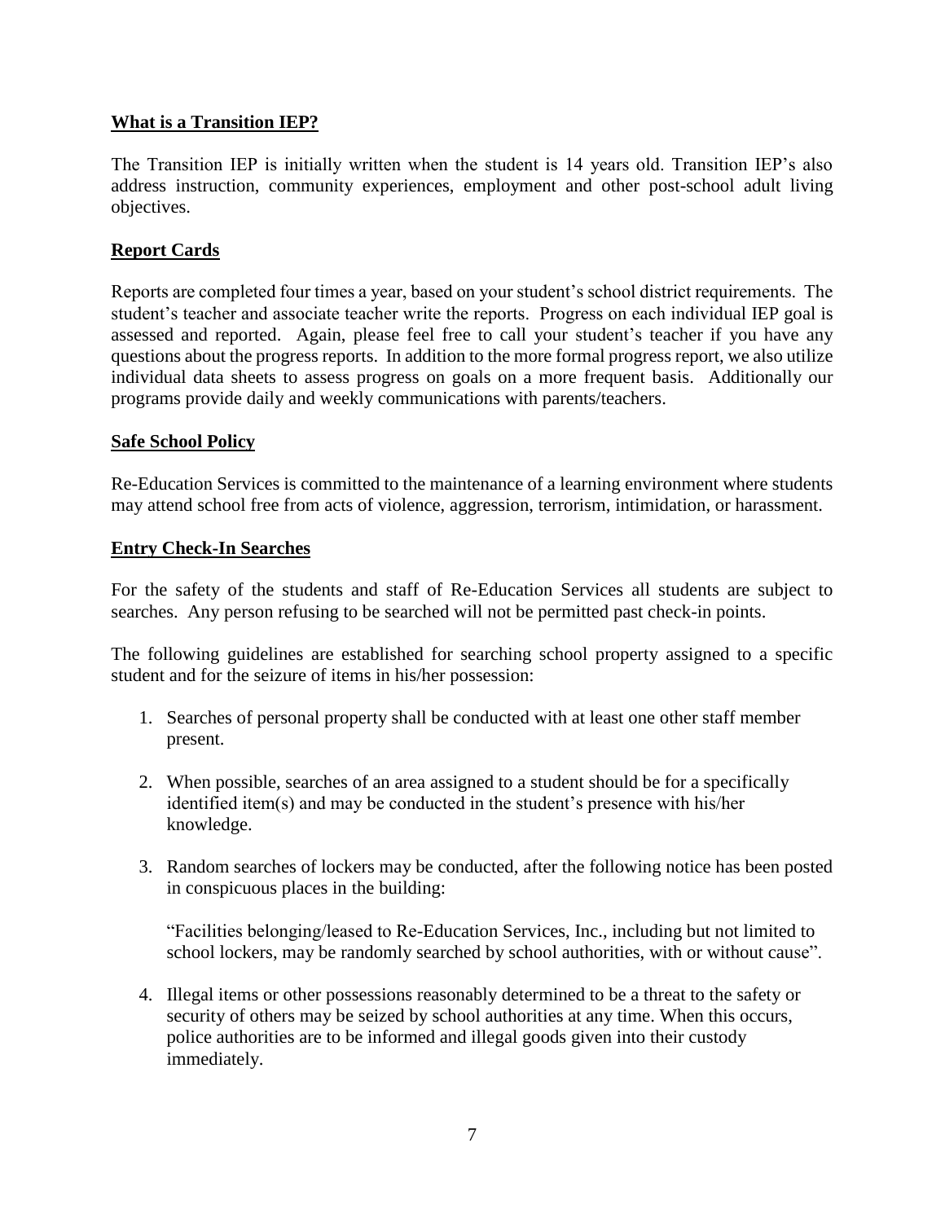## What is a Transition IEP?

The Transition IEP is initially written when the student is 14 years old. Transition IEP's also address instruction, community experiences, employment and other post-school adult living objectives.

## Report Cards

Reports are completed four times a year, based on your student's school district requirements. The student's teacher and associate teacher write the reports. Progress on each individual IEP goal is assessed and reported. Again, please feel free to call your student's teacher if you have any questions about the progress reports. In addition to the more formal progress report, we also utilize individual data sheets to assess progress on goals on a more frequent basis. Additionally our programs provide daily and weekly communications with parents/teachers.

## Safe School Policy

Re-Education Services is committed to the maintenance of a learning environment where students may attend school free from acts of violence, aggression, terrorism, intimidation, or harassment.

## Entry Check-In Searches

For the safety of the students and staff of Re-Education Services all students are subject to searches. Any person refusing to be searched will not be permitted past check-in points.

The following guidelines are established for searching school property assigned to a specific student and for the seizure of items in his/her possession:

1. Searches of personal property shall be conducted with at least one other staff member present.
2. When possible, searches of an area assigned to a student should be for a specifically identified item(s) and may be conducted in the student's presence with his/her knowledge.
3. Random searches of lockers may be conducted, after the following notice has been posted in conspicuous places in the building:

   "Facilities belonging/leased to Re-Education Services, Inc., including but not limited to school lockers, may be randomly searched by school authorities, with or without cause".

4. Illegal items or other possessions reasonably determined to be a threat to the safety or security of others may be seized by school authorities at any time. When this occurs, police authorities are to be informed and illegal goods given into their custody immediately.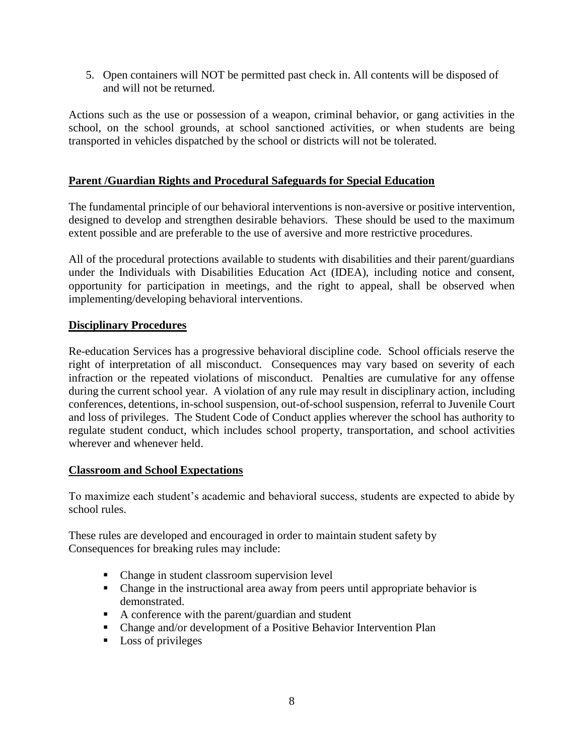5. Open containers will NOT be permitted past check in. All contents will be disposed of and will not be returned.

Actions such as the use or possession of a weapon, criminal behavior, or gang activities in the school, on the school grounds, at school sanctioned activities, or when students are being transported in vehicles dispatched by the school or districts will not be tolerated.

**Parent /Guardian Rights and Procedural Safeguards for Special Education**

The fundamental principle of our behavioral interventions is non-aversive or positive intervention, designed to develop and strengthen desirable behaviors. These should be used to the maximum extent possible and are preferable to the use of aversive and more restrictive procedures.

All of the procedural protections available to students with disabilities and their parent/guardians under the Individuals with Disabilities Education Act (IDEA), including notice and consent, opportunity for participation in meetings, and the right to appeal, shall be observed when implementing/developing behavioral interventions.

**Disciplinary Procedures**

Re-education Services has a progressive behavioral discipline code. School officials reserve the right of interpretation of all misconduct. Consequences may vary based on severity of each infraction or the repeated violations of misconduct. Penalties are cumulative for any offense during the current school year. A violation of any rule may result in disciplinary action, including conferences, detentions, in-school suspension, out-of-school suspension, referral to Juvenile Court and loss of privileges. The Student Code of Conduct applies wherever the school has authority to regulate student conduct, which includes school property, transportation, and school activities wherever and whenever held.

**Classroom and School Expectations**

To maximize each student's academic and behavioral success, students are expected to abide by school rules.

These rules are developed and encouraged in order to maintain student safety by
Consequences for breaking rules may include:

- Change in student classroom supervision level
- Change in the instructional area away from peers until appropriate behavior is demonstrated.
- A conference with the parent/guardian and student
- Change and/or development of a Positive Behavior Intervention Plan
- Loss of privileges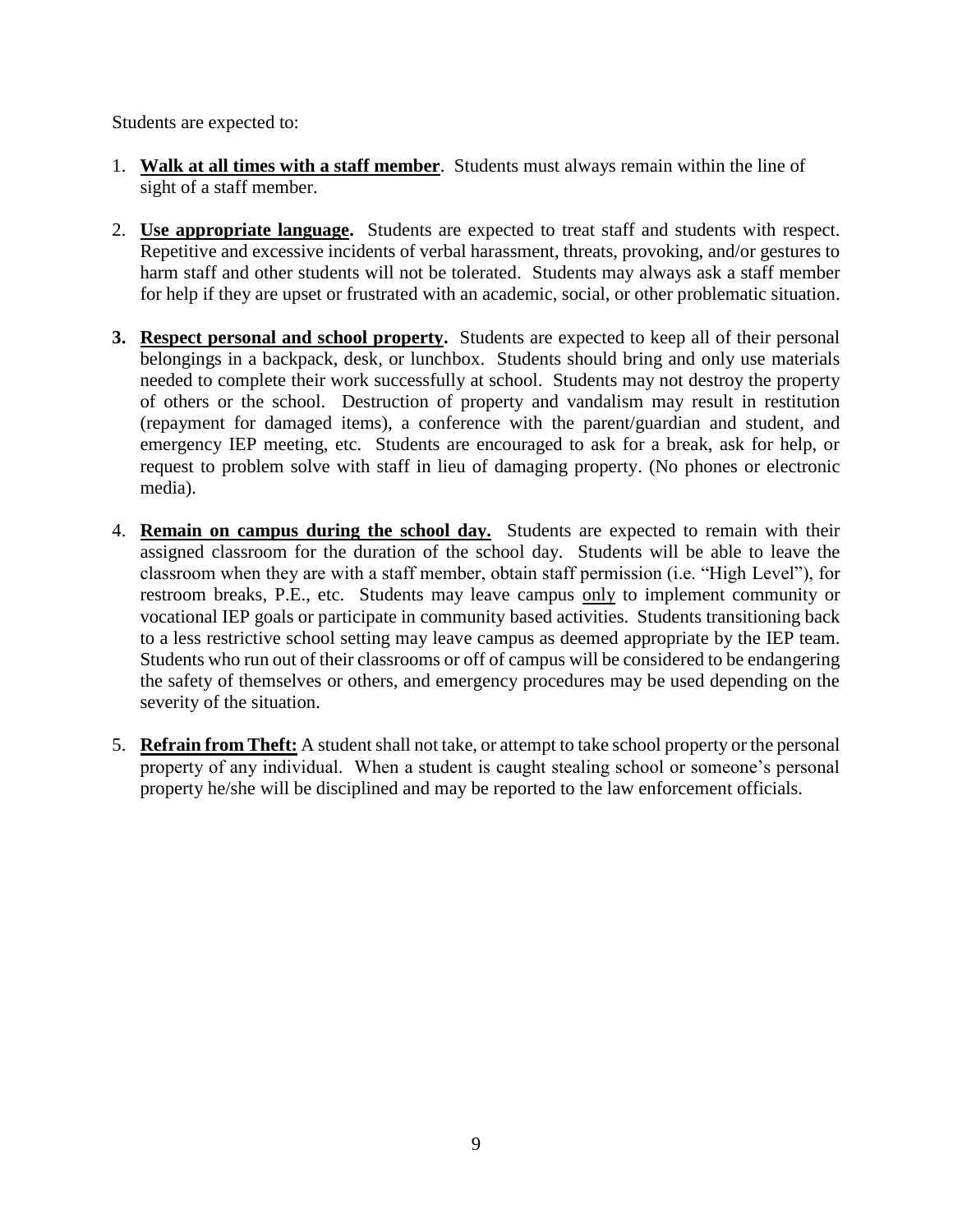Students are expected to:

1. **<u>Walk at all times with a staff member</u>**. Students must always remain within the line of sight of a staff member.

2. **<u>Use appropriate language</u>.** Students are expected to treat staff and students with respect. Repetitive and excessive incidents of verbal harassment, threats, provoking, and/or gestures to harm staff and other students will not be tolerated. Students may always ask a staff member for help if they are upset or frustrated with an academic, social, or other problematic situation.

3. **<u>Respect personal and school property</u>.** Students are expected to keep all of their personal belongings in a backpack, desk, or lunchbox. Students should bring and only use materials needed to complete their work successfully at school. Students may not destroy the property of others or the school. Destruction of property and vandalism may result in restitution (repayment for damaged items), a conference with the parent/guardian and student, and emergency IEP meeting, etc. Students are encouraged to ask for a break, ask for help, or request to problem solve with staff in lieu of damaging property. (No phones or electronic media).

4. **<u>Remain on campus during the school day.</u>** Students are expected to remain with their assigned classroom for the duration of the school day. Students will be able to leave the classroom when they are with a staff member, obtain staff permission (i.e. "High Level"), for restroom breaks, P.E., etc. Students may leave campus <u>only</u> to implement community or vocational IEP goals or participate in community based activities. Students transitioning back to a less restrictive school setting may leave campus as deemed appropriate by the IEP team. Students who run out of their classrooms or off of campus will be considered to be endangering the safety of themselves or others, and emergency procedures may be used depending on the severity of the situation.

5. **<u>Refrain from Theft:</u>** A student shall not take, or attempt to take school property or the personal property of any individual. When a student is caught stealing school or someone's personal property he/she will be disciplined and may be reported to the law enforcement officials.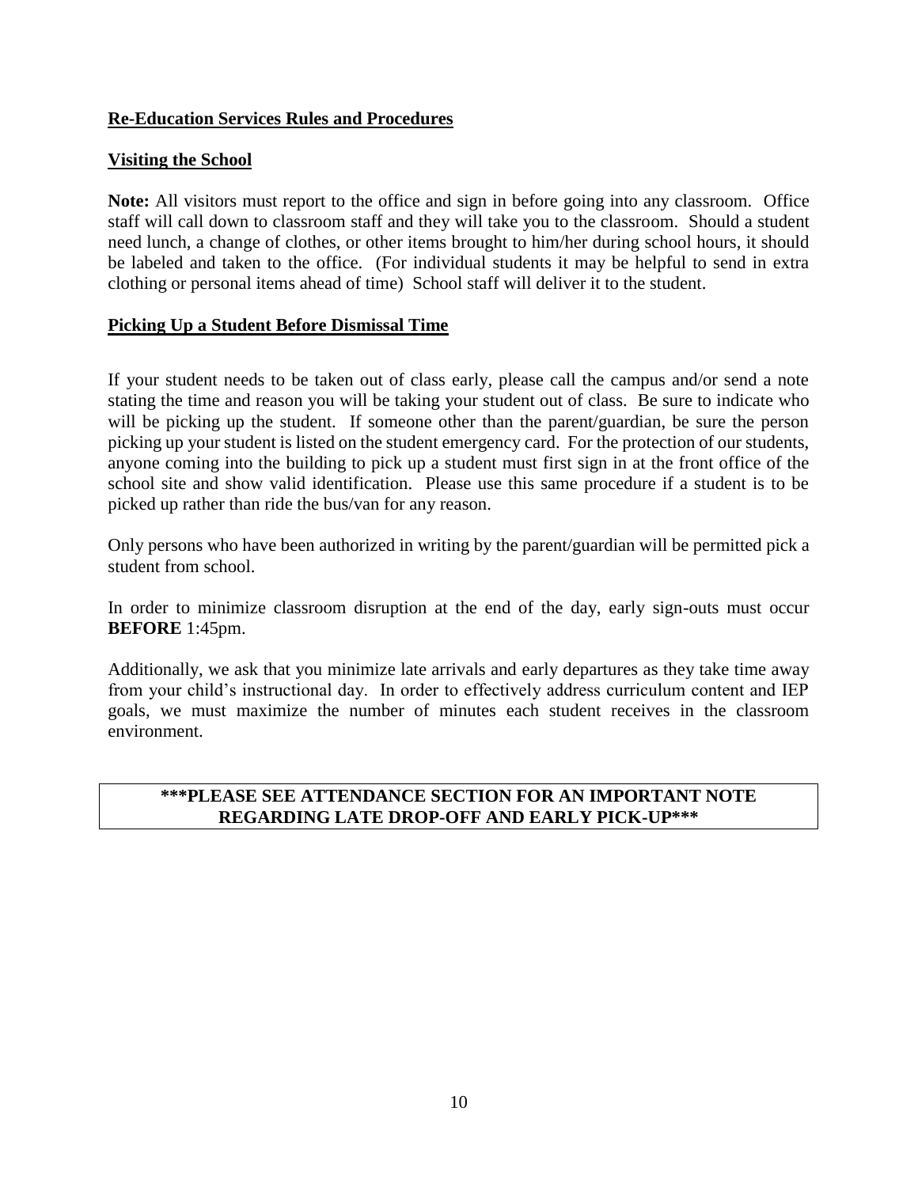## Re-Education Services Rules and Procedures

### Visiting the School

**Note:** All visitors must report to the office and sign in before going into any classroom. Office staff will call down to classroom staff and they will take you to the classroom. Should a student need lunch, a change of clothes, or other items brought to him/her during school hours, it should be labeled and taken to the office. (For individual students it may be helpful to send in extra clothing or personal items ahead of time) School staff will deliver it to the student.

### Picking Up a Student Before Dismissal Time

If your student needs to be taken out of class early, please call the campus and/or send a note stating the time and reason you will be taking your student out of class. Be sure to indicate who will be picking up the student. If someone other than the parent/guardian, be sure the person picking up your student is listed on the student emergency card. For the protection of our students, anyone coming into the building to pick up a student must first sign in at the front office of the school site and show valid identification. Please use this same procedure if a student is to be picked up rather than ride the bus/van for any reason.

Only persons who have been authorized in writing by the parent/guardian will be permitted pick a student from school.

In order to minimize classroom disruption at the end of the day, early sign-outs must occur **BEFORE** 1:45pm.

Additionally, we ask that you minimize late arrivals and early departures as they take time away from your child's instructional day. In order to effectively address curriculum content and IEP goals, we must maximize the number of minutes each student receives in the classroom environment.

**\*\*\*PLEASE SEE ATTENDANCE SECTION FOR AN IMPORTANT NOTE REGARDING LATE DROP-OFF AND EARLY PICK-UP\*\*\***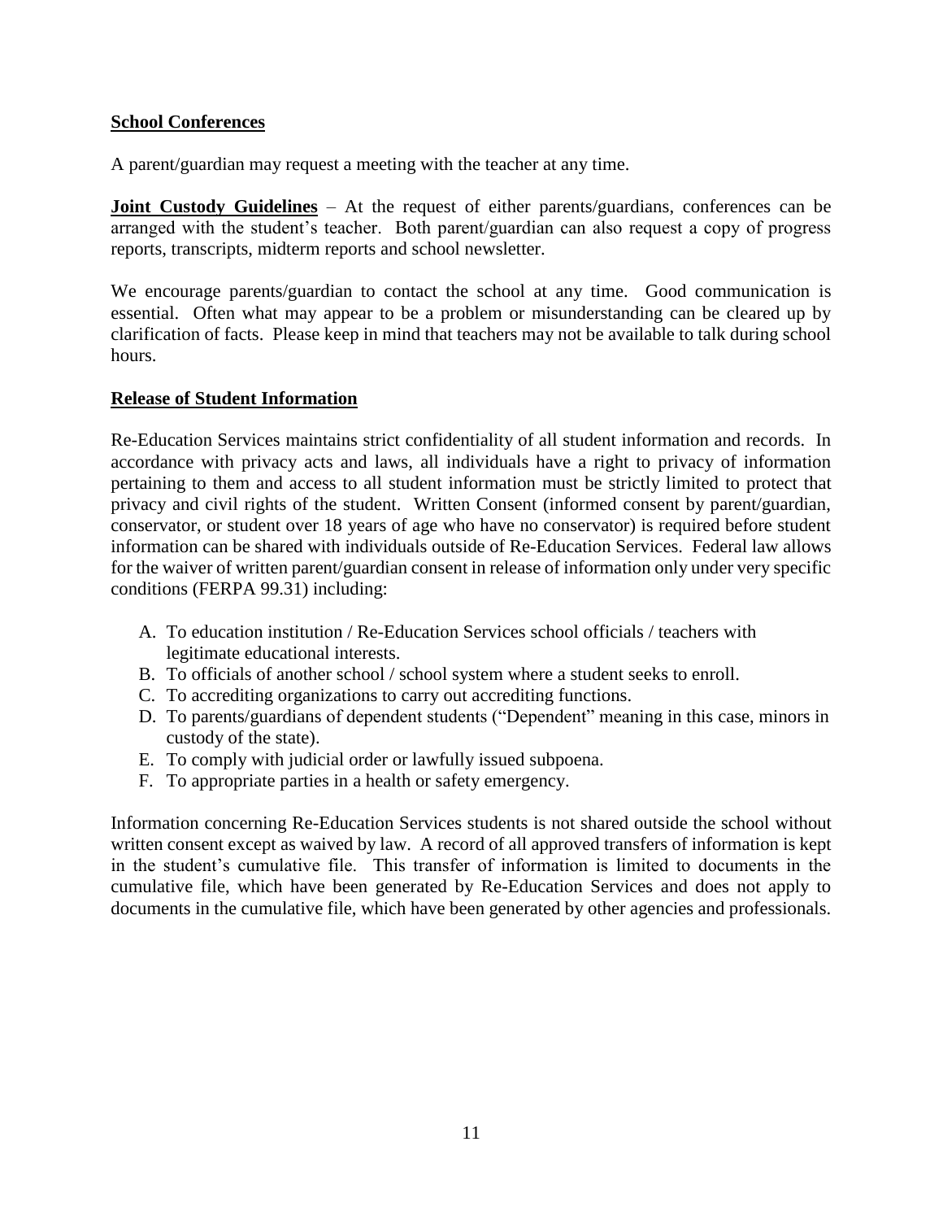**School Conferences**

A parent/guardian may request a meeting with the teacher at any time.

**Joint Custody Guidelines** – At the request of either parents/guardians, conferences can be arranged with the student's teacher. Both parent/guardian can also request a copy of progress reports, transcripts, midterm reports and school newsletter.

We encourage parents/guardian to contact the school at any time. Good communication is essential. Often what may appear to be a problem or misunderstanding can be cleared up by clarification of facts. Please keep in mind that teachers may not be available to talk during school hours.

**Release of Student Information**

Re-Education Services maintains strict confidentiality of all student information and records. In accordance with privacy acts and laws, all individuals have a right to privacy of information pertaining to them and access to all student information must be strictly limited to protect that privacy and civil rights of the student. Written Consent (informed consent by parent/guardian, conservator, or student over 18 years of age who have no conservator) is required before student information can be shared with individuals outside of Re-Education Services. Federal law allows for the waiver of written parent/guardian consent in release of information only under very specific conditions (FERPA 99.31) including:

A. To education institution / Re-Education Services school officials / teachers with legitimate educational interests.
B. To officials of another school / school system where a student seeks to enroll.
C. To accrediting organizations to carry out accrediting functions.
D. To parents/guardians of dependent students ("Dependent" meaning in this case, minors in custody of the state).
E. To comply with judicial order or lawfully issued subpoena.
F. To appropriate parties in a health or safety emergency.

Information concerning Re-Education Services students is not shared outside the school without written consent except as waived by law. A record of all approved transfers of information is kept in the student's cumulative file. This transfer of information is limited to documents in the cumulative file, which have been generated by Re-Education Services and does not apply to documents in the cumulative file, which have been generated by other agencies and professionals.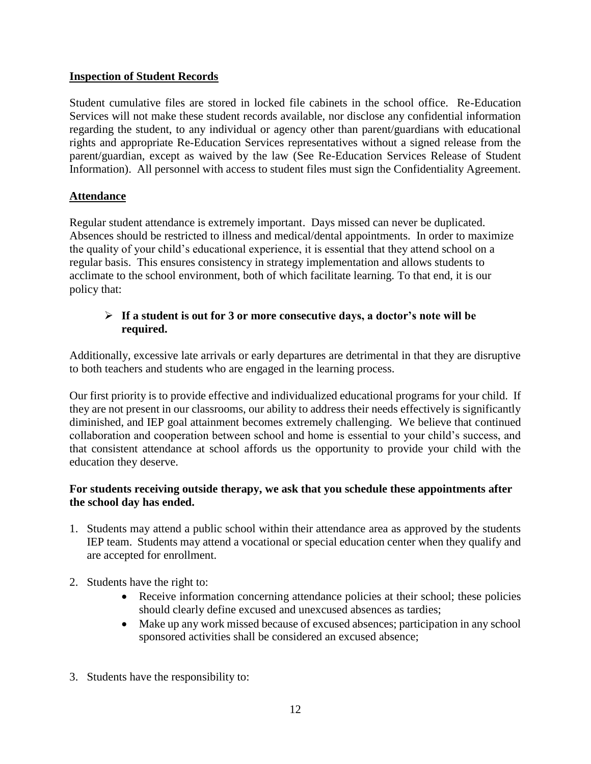## Inspection of Student Records

Student cumulative files are stored in locked file cabinets in the school office. Re-Education Services will not make these student records available, nor disclose any confidential information regarding the student, to any individual or agency other than parent/guardians with educational rights and appropriate Re-Education Services representatives without a signed release from the parent/guardian, except as waived by the law (See Re-Education Services Release of Student Information). All personnel with access to student files must sign the Confidentiality Agreement.

## Attendance

Regular student attendance is extremely important. Days missed can never be duplicated. Absences should be restricted to illness and medical/dental appointments. In order to maximize the quality of your child's educational experience, it is essential that they attend school on a regular basis. This ensures consistency in strategy implementation and allows students to acclimate to the school environment, both of which facilitate learning. To that end, it is our policy that:

- **If a student is out for 3 or more consecutive days, a doctor's note will be required.**

Additionally, excessive late arrivals or early departures are detrimental in that they are disruptive to both teachers and students who are engaged in the learning process.

Our first priority is to provide effective and individualized educational programs for your child. If they are not present in our classrooms, our ability to address their needs effectively is significantly diminished, and IEP goal attainment becomes extremely challenging. We believe that continued collaboration and cooperation between school and home is essential to your child's success, and that consistent attendance at school affords us the opportunity to provide your child with the education they deserve.

**For students receiving outside therapy, we ask that you schedule these appointments after the school day has ended.**

1. Students may attend a public school within their attendance area as approved by the students IEP team. Students may attend a vocational or special education center when they qualify and are accepted for enrollment.
2. Students have the right to:
   - Receive information concerning attendance policies at their school; these policies should clearly define excused and unexcused absences as tardies;
   - Make up any work missed because of excused absences; participation in any school sponsored activities shall be considered an excused absence;
3. Students have the responsibility to: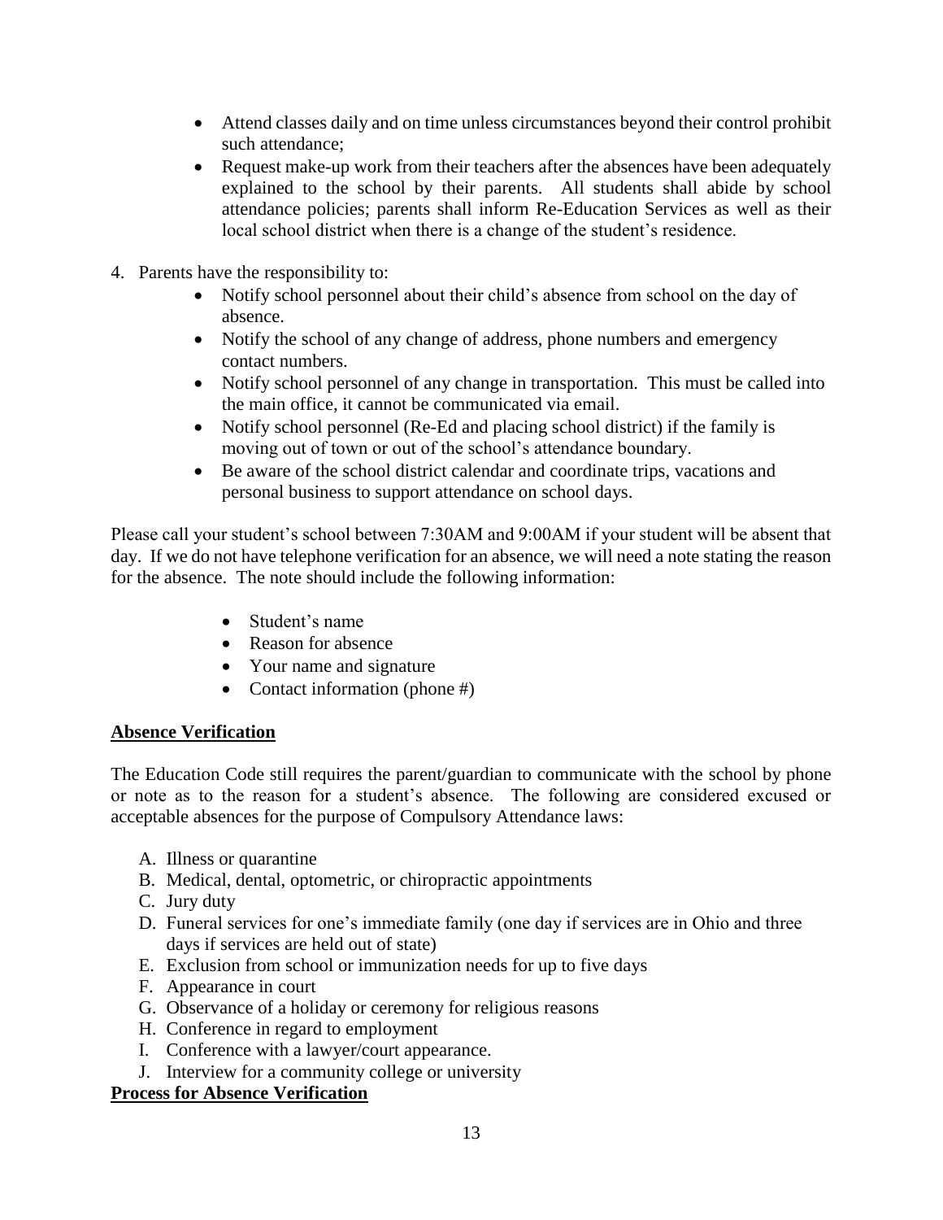- Attend classes daily and on time unless circumstances beyond their control prohibit such attendance;
- Request make-up work from their teachers after the absences have been adequately explained to the school by their parents. All students shall abide by school attendance policies; parents shall inform Re-Education Services as well as their local school district when there is a change of the student's residence.

4. Parents have the responsibility to:
    - Notify school personnel about their child's absence from school on the day of absence.
    - Notify the school of any change of address, phone numbers and emergency contact numbers.
    - Notify school personnel of any change in transportation. This must be called into the main office, it cannot be communicated via email.
    - Notify school personnel (Re-Ed and placing school district) if the family is moving out of town or out of the school's attendance boundary.
    - Be aware of the school district calendar and coordinate trips, vacations and personal business to support attendance on school days.

Please call your student's school between 7:30AM and 9:00AM if your student will be absent that day. If we do not have telephone verification for an absence, we will need a note stating the reason for the absence. The note should include the following information:

- Student's name
- Reason for absence
- Your name and signature
- Contact information (phone #)

**Absence Verification**

The Education Code still requires the parent/guardian to communicate with the school by phone or note as to the reason for a student's absence. The following are considered excused or acceptable absences for the purpose of Compulsory Attendance laws:

A. Illness or quarantine
B. Medical, dental, optometric, or chiropractic appointments
C. Jury duty
D. Funeral services for one's immediate family (one day if services are in Ohio and three days if services are held out of state)
E. Exclusion from school or immunization needs for up to five days
F. Appearance in court
G. Observance of a holiday or ceremony for religious reasons
H. Conference in regard to employment
I. Conference with a lawyer/court appearance.
J. Interview for a community college or university

**Process for Absence Verification**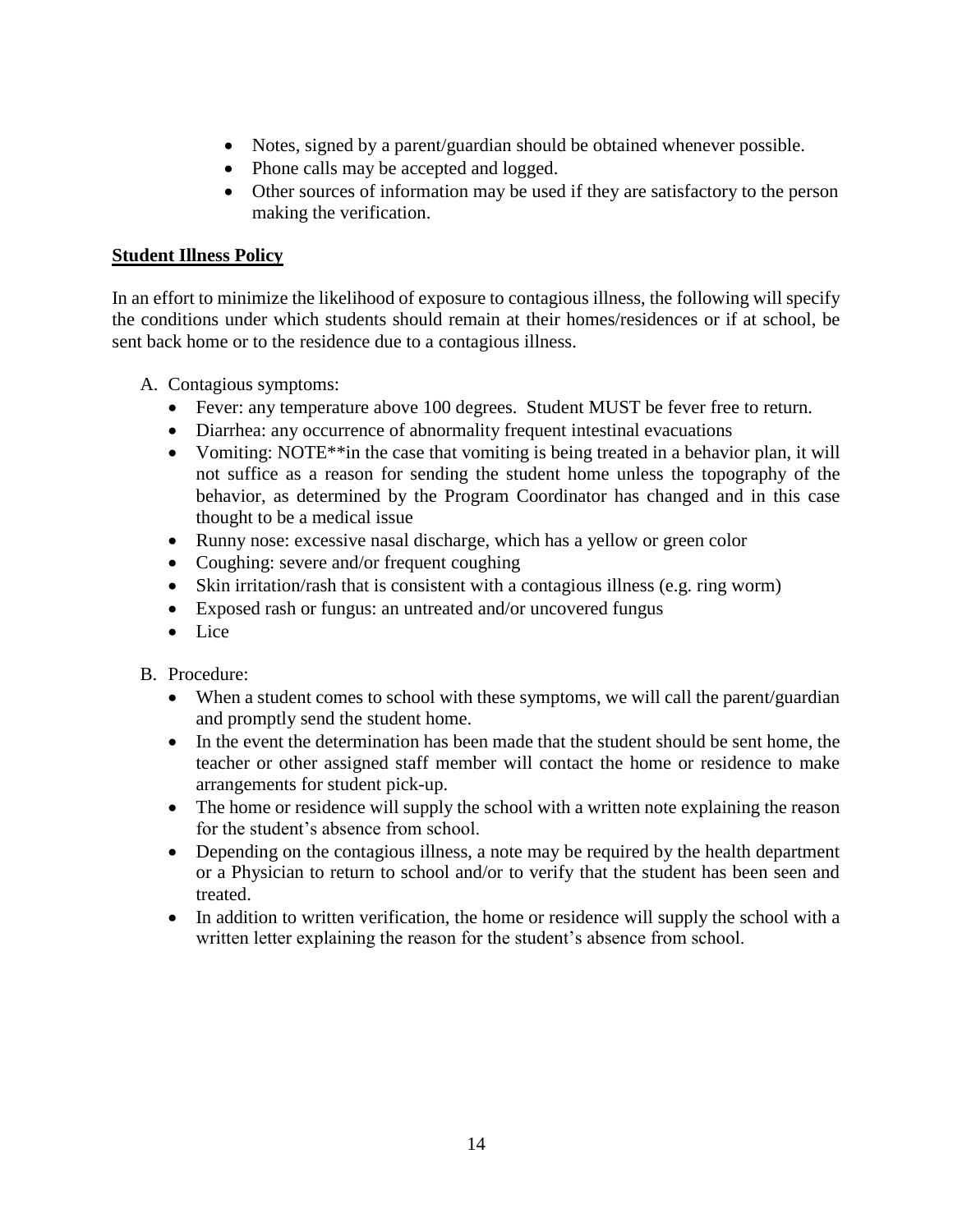- Notes, signed by a parent/guardian should be obtained whenever possible.
- Phone calls may be accepted and logged.
- Other sources of information may be used if they are satisfactory to the person making the verification.

**Student Illness Policy**

In an effort to minimize the likelihood of exposure to contagious illness, the following will specify the conditions under which students should remain at their homes/residences or if at school, be sent back home or to the residence due to a contagious illness.

A. Contagious symptoms:
   - Fever: any temperature above 100 degrees. Student MUST be fever free to return.
   - Diarrhea: any occurrence of abnormality frequent intestinal evacuations
   - Vomiting: NOTE**in the case that vomiting is being treated in a behavior plan, it will not suffice as a reason for sending the student home unless the topography of the behavior, as determined by the Program Coordinator has changed and in this case thought to be a medical issue
   - Runny nose: excessive nasal discharge, which has a yellow or green color
   - Coughing: severe and/or frequent coughing
   - Skin irritation/rash that is consistent with a contagious illness (e.g. ring worm)
   - Exposed rash or fungus: an untreated and/or uncovered fungus
   - Lice

B. Procedure:
   - When a student comes to school with these symptoms, we will call the parent/guardian and promptly send the student home.
   - In the event the determination has been made that the student should be sent home, the teacher or other assigned staff member will contact the home or residence to make arrangements for student pick-up.
   - The home or residence will supply the school with a written note explaining the reason for the student's absence from school.
   - Depending on the contagious illness, a note may be required by the health department or a Physician to return to school and/or to verify that the student has been seen and treated.
   - In addition to written verification, the home or residence will supply the school with a written letter explaining the reason for the student's absence from school.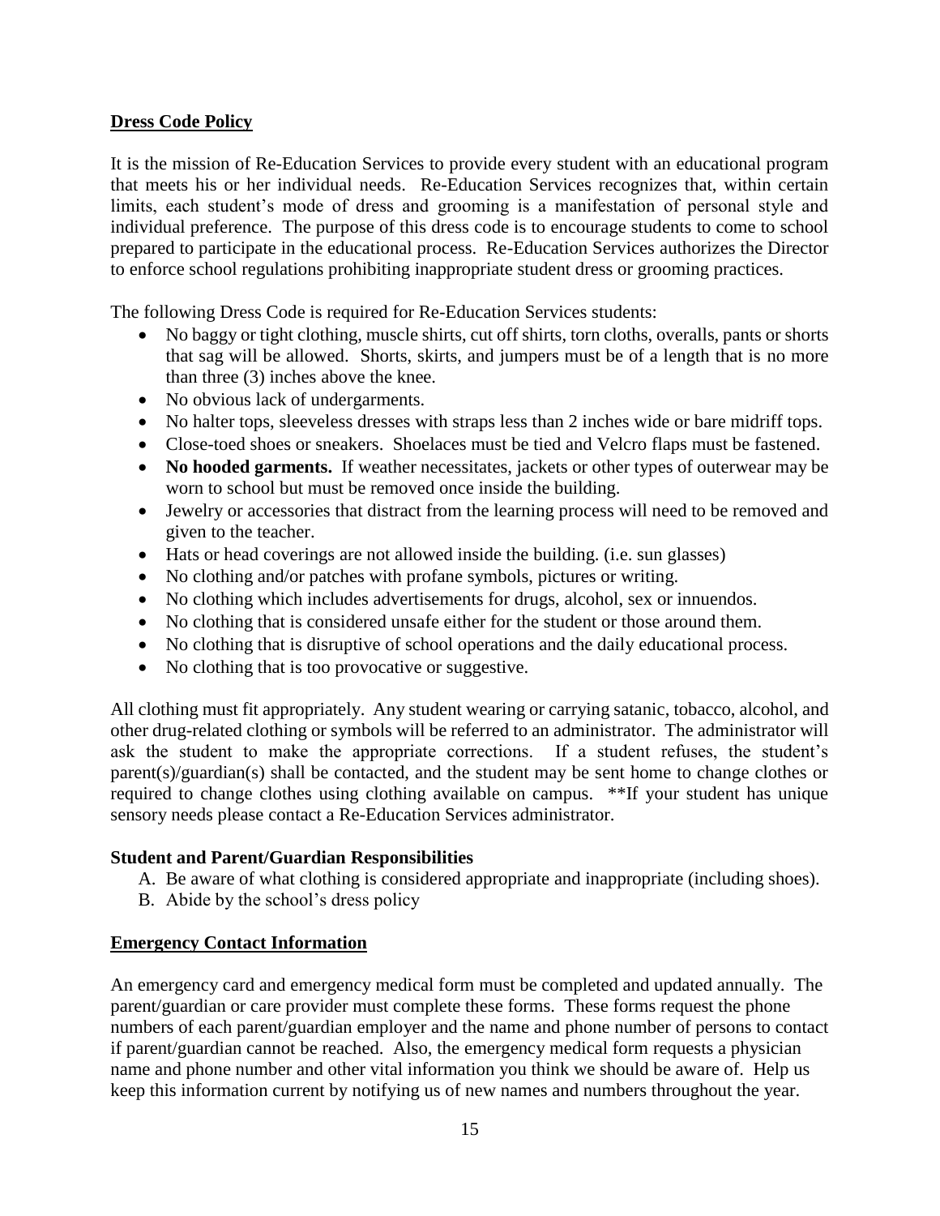## Dress Code Policy

It is the mission of Re-Education Services to provide every student with an educational program that meets his or her individual needs. Re-Education Services recognizes that, within certain limits, each student's mode of dress and grooming is a manifestation of personal style and individual preference. The purpose of this dress code is to encourage students to come to school prepared to participate in the educational process. Re-Education Services authorizes the Director to enforce school regulations prohibiting inappropriate student dress or grooming practices.

The following Dress Code is required for Re-Education Services students:

- No baggy or tight clothing, muscle shirts, cut off shirts, torn cloths, overalls, pants or shorts that sag will be allowed. Shorts, skirts, and jumpers must be of a length that is no more than three (3) inches above the knee.
- No obvious lack of undergarments.
- No halter tops, sleeveless dresses with straps less than 2 inches wide or bare midriff tops.
- Close-toed shoes or sneakers. Shoelaces must be tied and Velcro flaps must be fastened.
- **No hooded garments.** If weather necessitates, jackets or other types of outerwear may be worn to school but must be removed once inside the building.
- Jewelry or accessories that distract from the learning process will need to be removed and given to the teacher.
- Hats or head coverings are not allowed inside the building. (i.e. sun glasses)
- No clothing and/or patches with profane symbols, pictures or writing.
- No clothing which includes advertisements for drugs, alcohol, sex or innuendos.
- No clothing that is considered unsafe either for the student or those around them.
- No clothing that is disruptive of school operations and the daily educational process.
- No clothing that is too provocative or suggestive.

All clothing must fit appropriately. Any student wearing or carrying satanic, tobacco, alcohol, and other drug-related clothing or symbols will be referred to an administrator. The administrator will ask the student to make the appropriate corrections. If a student refuses, the student's parent(s)/guardian(s) shall be contacted, and the student may be sent home to change clothes or required to change clothes using clothing available on campus. **If your student has unique sensory needs please contact a Re-Education Services administrator.

### Student and Parent/Guardian Responsibilities

A. Be aware of what clothing is considered appropriate and inappropriate (including shoes).
B. Abide by the school's dress policy

## Emergency Contact Information

An emergency card and emergency medical form must be completed and updated annually. The parent/guardian or care provider must complete these forms. These forms request the phone numbers of each parent/guardian employer and the name and phone number of persons to contact if parent/guardian cannot be reached. Also, the emergency medical form requests a physician name and phone number and other vital information you think we should be aware of. Help us keep this information current by notifying us of new names and numbers throughout the year.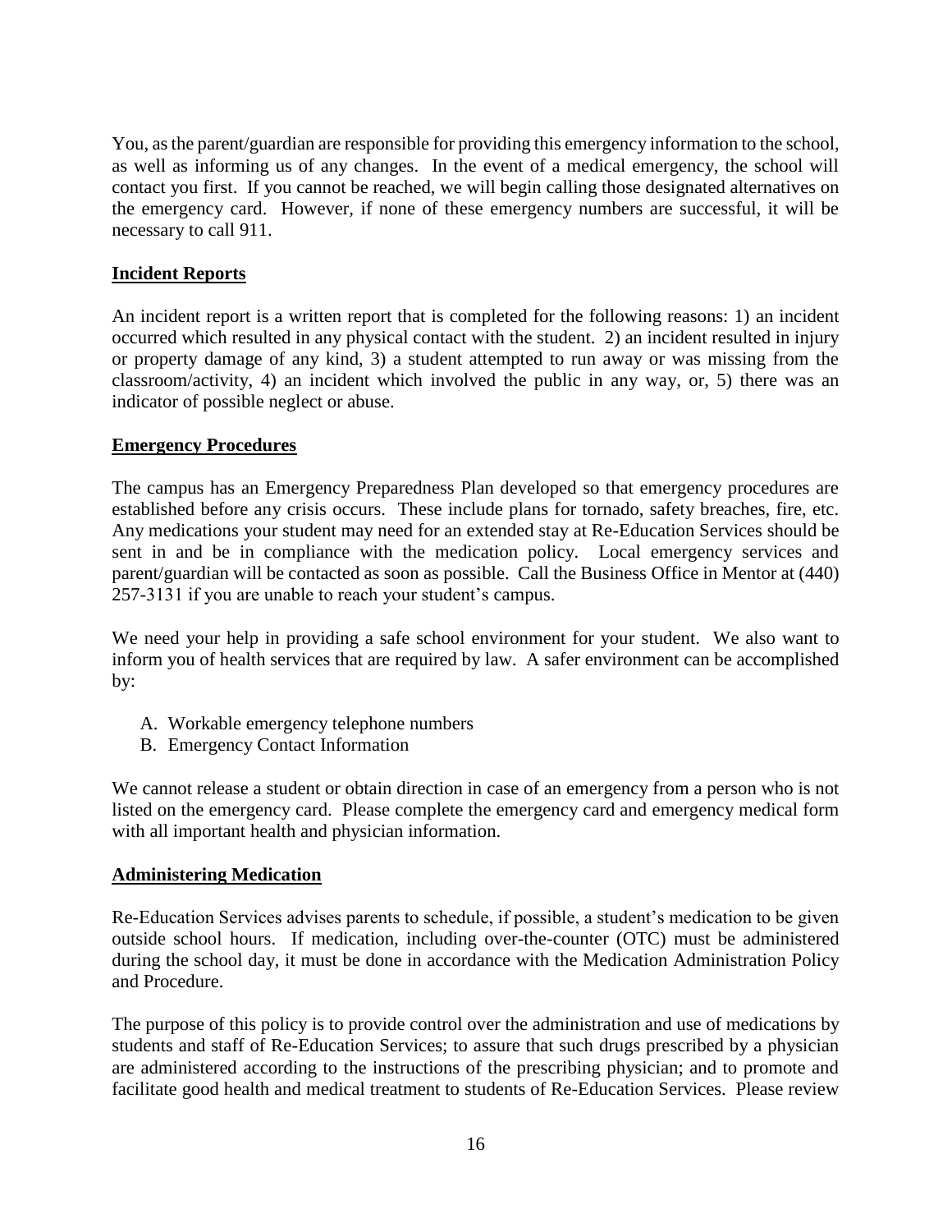You, as the parent/guardian are responsible for providing this emergency information to the school, as well as informing us of any changes. In the event of a medical emergency, the school will contact you first. If you cannot be reached, we will begin calling those designated alternatives on the emergency card. However, if none of these emergency numbers are successful, it will be necessary to call 911.

## Incident Reports

An incident report is a written report that is completed for the following reasons: 1) an incident occurred which resulted in any physical contact with the student. 2) an incident resulted in injury or property damage of any kind, 3) a student attempted to run away or was missing from the classroom/activity, 4) an incident which involved the public in any way, or, 5) there was an indicator of possible neglect or abuse.

## Emergency Procedures

The campus has an Emergency Preparedness Plan developed so that emergency procedures are established before any crisis occurs. These include plans for tornado, safety breaches, fire, etc. Any medications your student may need for an extended stay at Re-Education Services should be sent in and be in compliance with the medication policy. Local emergency services and parent/guardian will be contacted as soon as possible. Call the Business Office in Mentor at (440) 257-3131 if you are unable to reach your student's campus.

We need your help in providing a safe school environment for your student. We also want to inform you of health services that are required by law. A safer environment can be accomplished by:

A. Workable emergency telephone numbers
B. Emergency Contact Information

We cannot release a student or obtain direction in case of an emergency from a person who is not listed on the emergency card. Please complete the emergency card and emergency medical form with all important health and physician information.

## Administering Medication

Re-Education Services advises parents to schedule, if possible, a student's medication to be given outside school hours. If medication, including over-the-counter (OTC) must be administered during the school day, it must be done in accordance with the Medication Administration Policy and Procedure.

The purpose of this policy is to provide control over the administration and use of medications by students and staff of Re-Education Services; to assure that such drugs prescribed by a physician are administered according to the instructions of the prescribing physician; and to promote and facilitate good health and medical treatment to students of Re-Education Services. Please review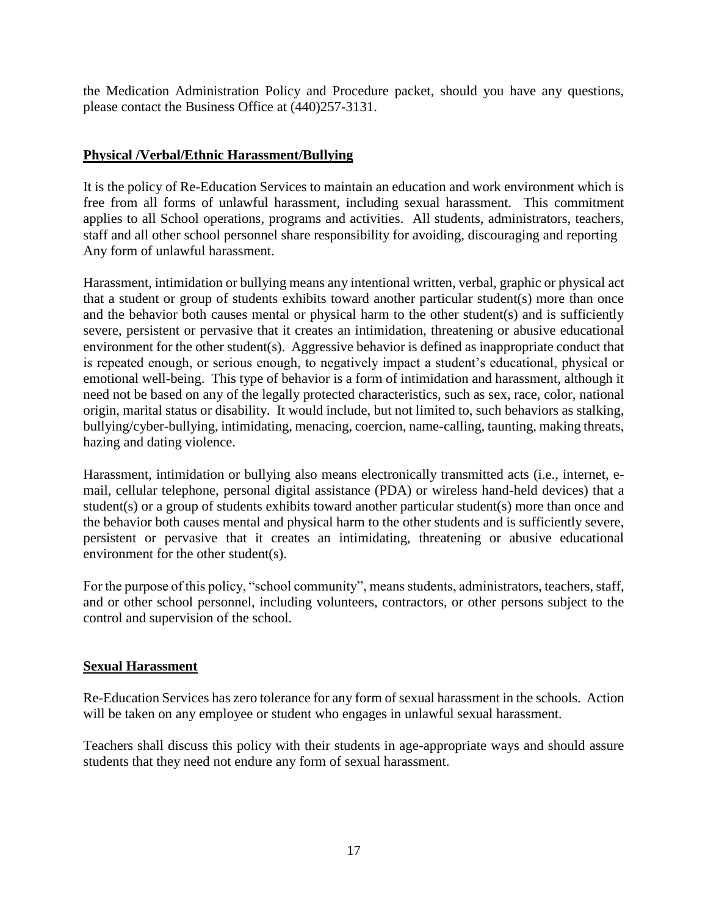the Medication Administration Policy and Procedure packet, should you have any questions, please contact the Business Office at (440)257-3131.

## Physical /Verbal/Ethnic Harassment/Bullying

It is the policy of Re-Education Services to maintain an education and work environment which is free from all forms of unlawful harassment, including sexual harassment. This commitment applies to all School operations, programs and activities. All students, administrators, teachers, staff and all other school personnel share responsibility for avoiding, discouraging and reporting Any form of unlawful harassment.

Harassment, intimidation or bullying means any intentional written, verbal, graphic or physical act that a student or group of students exhibits toward another particular student(s) more than once and the behavior both causes mental or physical harm to the other student(s) and is sufficiently severe, persistent or pervasive that it creates an intimidation, threatening or abusive educational environment for the other student(s). Aggressive behavior is defined as inappropriate conduct that is repeated enough, or serious enough, to negatively impact a student's educational, physical or emotional well-being. This type of behavior is a form of intimidation and harassment, although it need not be based on any of the legally protected characteristics, such as sex, race, color, national origin, marital status or disability. It would include, but not limited to, such behaviors as stalking, bullying/cyber-bullying, intimidating, menacing, coercion, name-calling, taunting, making threats, hazing and dating violence.

Harassment, intimidation or bullying also means electronically transmitted acts (i.e., internet, e-mail, cellular telephone, personal digital assistance (PDA) or wireless hand-held devices) that a student(s) or a group of students exhibits toward another particular student(s) more than once and the behavior both causes mental and physical harm to the other students and is sufficiently severe, persistent or pervasive that it creates an intimidating, threatening or abusive educational environment for the other student(s).

For the purpose of this policy, "school community", means students, administrators, teachers, staff, and or other school personnel, including volunteers, contractors, or other persons subject to the control and supervision of the school.

## Sexual Harassment

Re-Education Services has zero tolerance for any form of sexual harassment in the schools. Action will be taken on any employee or student who engages in unlawful sexual harassment.

Teachers shall discuss this policy with their students in age-appropriate ways and should assure students that they need not endure any form of sexual harassment.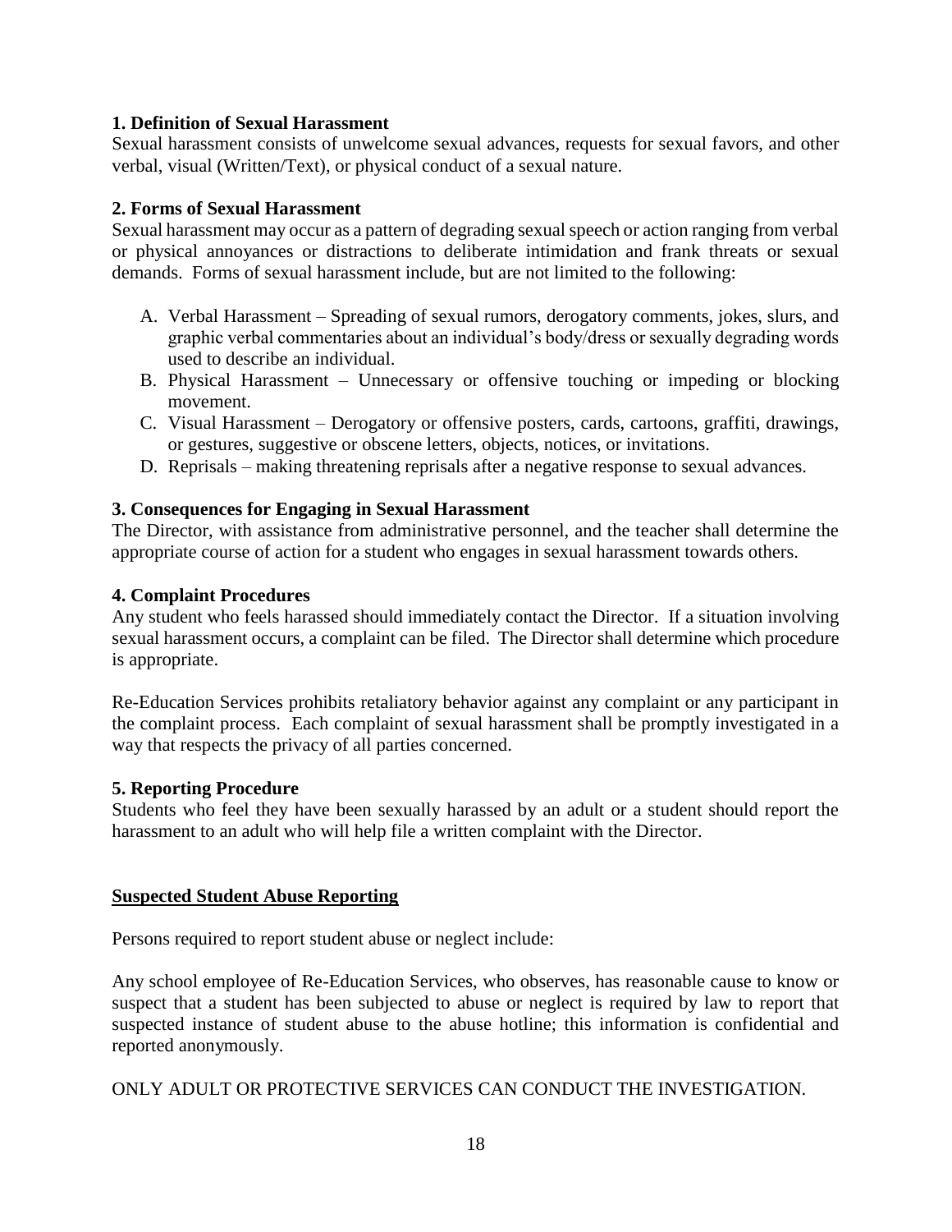**1. Definition of Sexual Harassment**
Sexual harassment consists of unwelcome sexual advances, requests for sexual favors, and other verbal, visual (Written/Text), or physical conduct of a sexual nature.

**2. Forms of Sexual Harassment**
Sexual harassment may occur as a pattern of degrading sexual speech or action ranging from verbal or physical annoyances or distractions to deliberate intimidation and frank threats or sexual demands. Forms of sexual harassment include, but are not limited to the following:

A. Verbal Harassment – Spreading of sexual rumors, derogatory comments, jokes, slurs, and graphic verbal commentaries about an individual's body/dress or sexually degrading words used to describe an individual.
B. Physical Harassment – Unnecessary or offensive touching or impeding or blocking movement.
C. Visual Harassment – Derogatory or offensive posters, cards, cartoons, graffiti, drawings, or gestures, suggestive or obscene letters, objects, notices, or invitations.
D. Reprisals – making threatening reprisals after a negative response to sexual advances.

**3. Consequences for Engaging in Sexual Harassment**
The Director, with assistance from administrative personnel, and the teacher shall determine the appropriate course of action for a student who engages in sexual harassment towards others.

**4. Complaint Procedures**
Any student who feels harassed should immediately contact the Director. If a situation involving sexual harassment occurs, a complaint can be filed. The Director shall determine which procedure is appropriate.

Re-Education Services prohibits retaliatory behavior against any complaint or any participant in the complaint process. Each complaint of sexual harassment shall be promptly investigated in a way that respects the privacy of all parties concerned.

**5. Reporting Procedure**
Students who feel they have been sexually harassed by an adult or a student should report the harassment to an adult who will help file a written complaint with the Director.

## Suspected Student Abuse Reporting

Persons required to report student abuse or neglect include:

Any school employee of Re-Education Services, who observes, has reasonable cause to know or suspect that a student has been subjected to abuse or neglect is required by law to report that suspected instance of student abuse to the abuse hotline; this information is confidential and reported anonymously.

ONLY ADULT OR PROTECTIVE SERVICES CAN CONDUCT THE INVESTIGATION.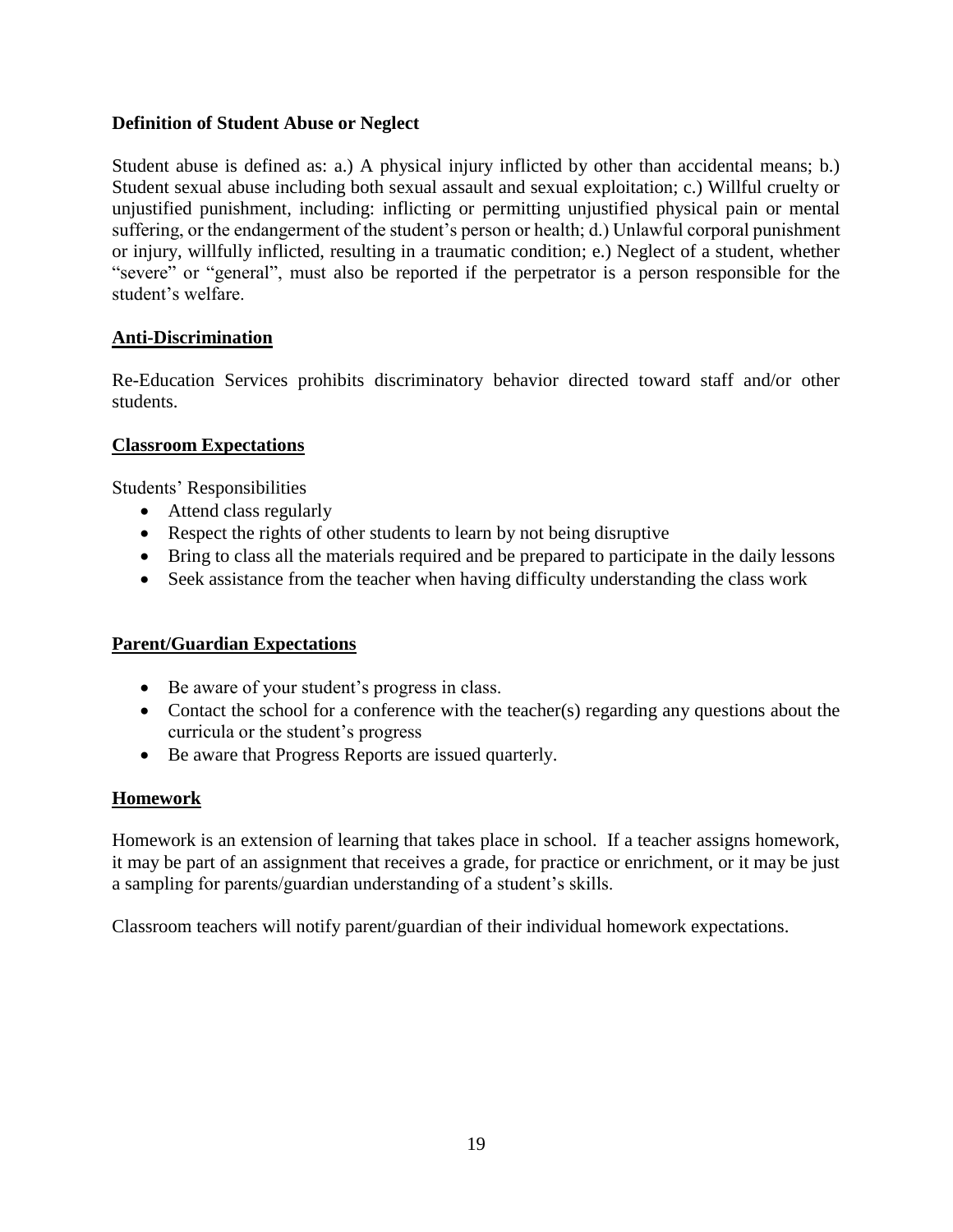**Definition of Student Abuse or Neglect**

Student abuse is defined as: a.) A physical injury inflicted by other than accidental means; b.) Student sexual abuse including both sexual assault and sexual exploitation; c.) Willful cruelty or unjustified punishment, including: inflicting or permitting unjustified physical pain or mental suffering, or the endangerment of the student's person or health; d.) Unlawful corporal punishment or injury, willfully inflicted, resulting in a traumatic condition; e.) Neglect of a student, whether "severe" or "general", must also be reported if the perpetrator is a person responsible for the student's welfare.

**Anti-Discrimination**

Re-Education Services prohibits discriminatory behavior directed toward staff and/or other students.

**Classroom Expectations**

Students' Responsibilities

- Attend class regularly
- Respect the rights of other students to learn by not being disruptive
- Bring to class all the materials required and be prepared to participate in the daily lessons
- Seek assistance from the teacher when having difficulty understanding the class work

**Parent/Guardian Expectations**

- Be aware of your student's progress in class.
- Contact the school for a conference with the teacher(s) regarding any questions about the curricula or the student's progress
- Be aware that Progress Reports are issued quarterly.

**Homework**

Homework is an extension of learning that takes place in school. If a teacher assigns homework, it may be part of an assignment that receives a grade, for practice or enrichment, or it may be just a sampling for parents/guardian understanding of a student's skills.

Classroom teachers will notify parent/guardian of their individual homework expectations.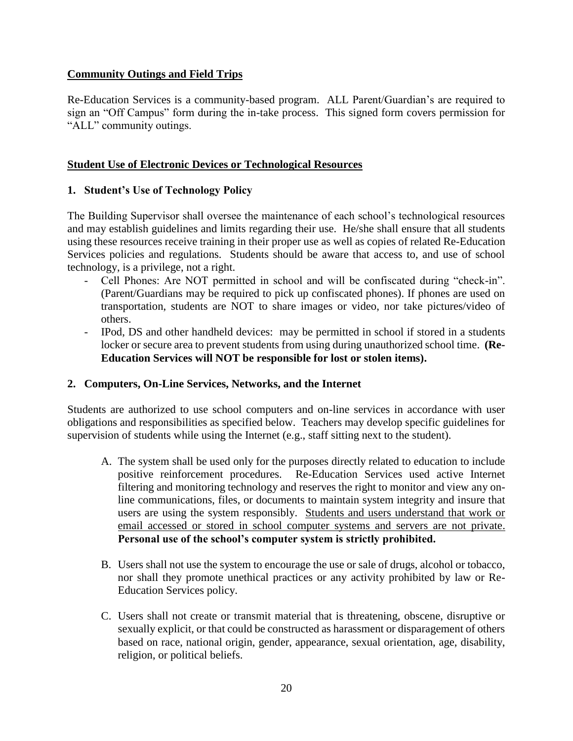## Community Outings and Field Trips

Re-Education Services is a community-based program. ALL Parent/Guardian's are required to sign an "Off Campus" form during the in-take process. This signed form covers permission for "ALL" community outings.

## Student Use of Electronic Devices or Technological Resources

### 1. Student's Use of Technology Policy

The Building Supervisor shall oversee the maintenance of each school's technological resources and may establish guidelines and limits regarding their use. He/she shall ensure that all students using these resources receive training in their proper use as well as copies of related Re-Education Services policies and regulations. Students should be aware that access to, and use of school technology, is a privilege, not a right.

- Cell Phones: Are NOT permitted in school and will be confiscated during "check-in". (Parent/Guardians may be required to pick up confiscated phones). If phones are used on transportation, students are NOT to share images or video, nor take pictures/video of others.
- IPod, DS and other handheld devices: may be permitted in school if stored in a students locker or secure area to prevent students from using during unauthorized school time. **(Re-Education Services will NOT be responsible for lost or stolen items).**

### 2. Computers, On-Line Services, Networks, and the Internet

Students are authorized to use school computers and on-line services in accordance with user obligations and responsibilities as specified below. Teachers may develop specific guidelines for supervision of students while using the Internet (e.g., staff sitting next to the student).

A. The system shall be used only for the purposes directly related to education to include positive reinforcement procedures. Re-Education Services used active Internet filtering and monitoring technology and reserves the right to monitor and view any on-line communications, files, or documents to maintain system integrity and insure that users are using the system responsibly. <u>Students and users understand that work or email accessed or stored in school computer systems and servers are not private.</u> **Personal use of the school's computer system is strictly prohibited.**

B. Users shall not use the system to encourage the use or sale of drugs, alcohol or tobacco, nor shall they promote unethical practices or any activity prohibited by law or Re-Education Services policy.

C. Users shall not create or transmit material that is threatening, obscene, disruptive or sexually explicit, or that could be constructed as harassment or disparagement of others based on race, national origin, gender, appearance, sexual orientation, age, disability, religion, or political beliefs.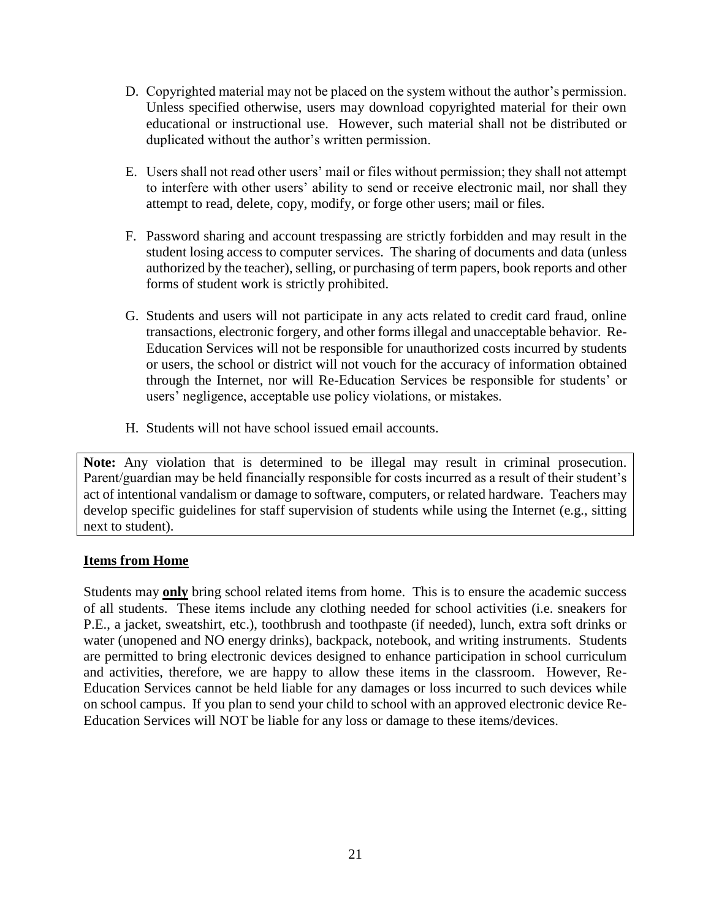D. Copyrighted material may not be placed on the system without the author's permission. Unless specified otherwise, users may download copyrighted material for their own educational or instructional use. However, such material shall not be distributed or duplicated without the author's written permission.

E. Users shall not read other users' mail or files without permission; they shall not attempt to interfere with other users' ability to send or receive electronic mail, nor shall they attempt to read, delete, copy, modify, or forge other users; mail or files.

F. Password sharing and account trespassing are strictly forbidden and may result in the student losing access to computer services. The sharing of documents and data (unless authorized by the teacher), selling, or purchasing of term papers, book reports and other forms of student work is strictly prohibited.

G. Students and users will not participate in any acts related to credit card fraud, online transactions, electronic forgery, and other forms illegal and unacceptable behavior. Re-Education Services will not be responsible for unauthorized costs incurred by students or users, the school or district will not vouch for the accuracy of information obtained through the Internet, nor will Re-Education Services be responsible for students' or users' negligence, acceptable use policy violations, or mistakes.

H. Students will not have school issued email accounts.

**Note:** Any violation that is determined to be illegal may result in criminal prosecution. Parent/guardian may be held financially responsible for costs incurred as a result of their student's act of intentional vandalism or damage to software, computers, or related hardware. Teachers may develop specific guidelines for staff supervision of students while using the Internet (e.g., sitting next to student).

## Items from Home

Students may **only** bring school related items from home. This is to ensure the academic success of all students. These items include any clothing needed for school activities (i.e. sneakers for P.E., a jacket, sweatshirt, etc.), toothbrush and toothpaste (if needed), lunch, extra soft drinks or water (unopened and NO energy drinks), backpack, notebook, and writing instruments. Students are permitted to bring electronic devices designed to enhance participation in school curriculum and activities, therefore, we are happy to allow these items in the classroom. However, Re-Education Services cannot be held liable for any damages or loss incurred to such devices while on school campus. If you plan to send your child to school with an approved electronic device Re-Education Services will NOT be liable for any loss or damage to these items/devices.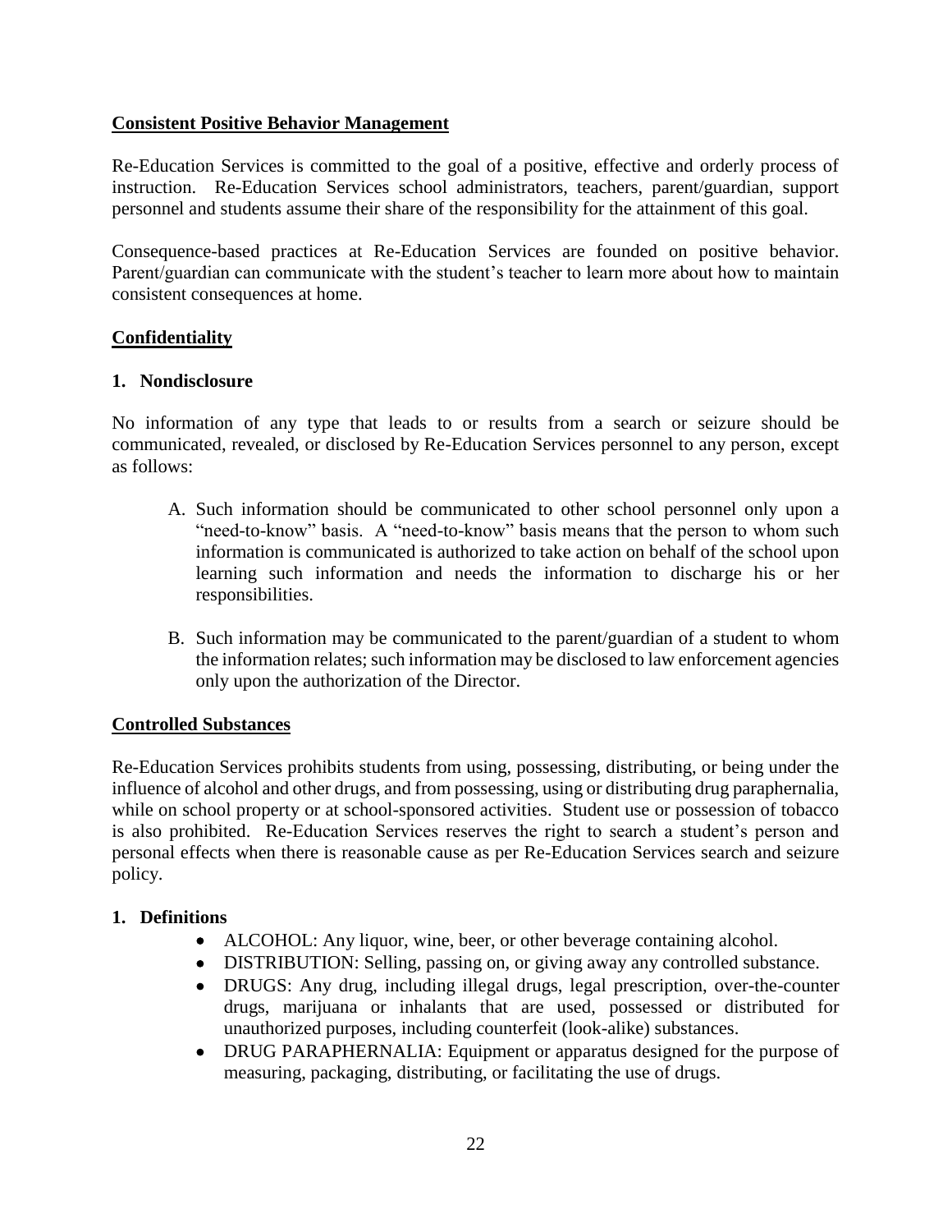## Consistent Positive Behavior Management

Re-Education Services is committed to the goal of a positive, effective and orderly process of instruction. Re-Education Services school administrators, teachers, parent/guardian, support personnel and students assume their share of the responsibility for the attainment of this goal.

Consequence-based practices at Re-Education Services are founded on positive behavior. Parent/guardian can communicate with the student's teacher to learn more about how to maintain consistent consequences at home.

## Confidentiality

### 1. Nondisclosure

No information of any type that leads to or results from a search or seizure should be communicated, revealed, or disclosed by Re-Education Services personnel to any person, except as follows:

A. Such information should be communicated to other school personnel only upon a "need-to-know" basis. A "need-to-know" basis means that the person to whom such information is communicated is authorized to take action on behalf of the school upon learning such information and needs the information to discharge his or her responsibilities.

B. Such information may be communicated to the parent/guardian of a student to whom the information relates; such information may be disclosed to law enforcement agencies only upon the authorization of the Director.

## Controlled Substances

Re-Education Services prohibits students from using, possessing, distributing, or being under the influence of alcohol and other drugs, and from possessing, using or distributing drug paraphernalia, while on school property or at school-sponsored activities. Student use or possession of tobacco is also prohibited. Re-Education Services reserves the right to search a student's person and personal effects when there is reasonable cause as per Re-Education Services search and seizure policy.

### 1. Definitions

- ALCOHOL: Any liquor, wine, beer, or other beverage containing alcohol.
- DISTRIBUTION: Selling, passing on, or giving away any controlled substance.
- DRUGS: Any drug, including illegal drugs, legal prescription, over-the-counter drugs, marijuana or inhalants that are used, possessed or distributed for unauthorized purposes, including counterfeit (look-alike) substances.
- DRUG PARAPHERNALIA: Equipment or apparatus designed for the purpose of measuring, packaging, distributing, or facilitating the use of drugs.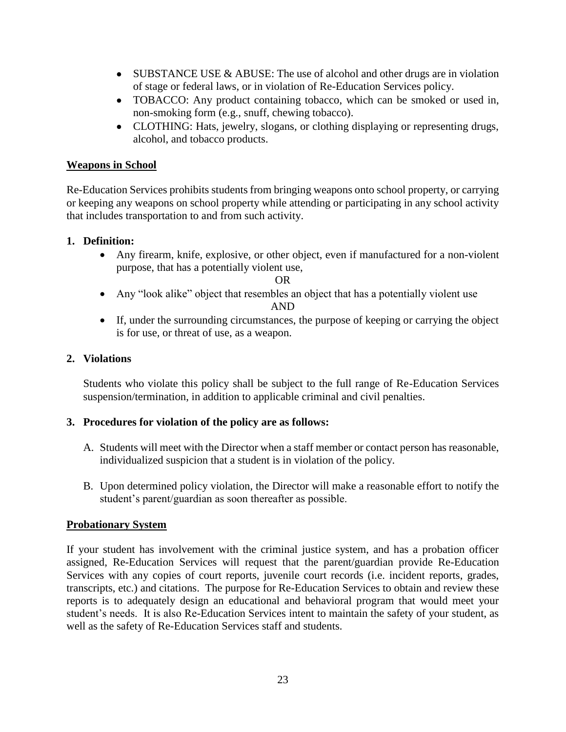- SUBSTANCE USE & ABUSE: The use of alcohol and other drugs are in violation of stage or federal laws, or in violation of Re-Education Services policy.
- TOBACCO: Any product containing tobacco, which can be smoked or used in, non-smoking form (e.g., snuff, chewing tobacco).
- CLOTHING: Hats, jewelry, slogans, or clothing displaying or representing drugs, alcohol, and tobacco products.

## Weapons in School

Re-Education Services prohibits students from bringing weapons onto school property, or carrying or keeping any weapons on school property while attending or participating in any school activity that includes transportation to and from such activity.

**1. Definition:**

- Any firearm, knife, explosive, or other object, even if manufactured for a non-violent purpose, that has a potentially violent use,

  OR

- Any "look alike" object that resembles an object that has a potentially violent use

  AND

- If, under the surrounding circumstances, the purpose of keeping or carrying the object is for use, or threat of use, as a weapon.

**2. Violations**

Students who violate this policy shall be subject to the full range of Re-Education Services suspension/termination, in addition to applicable criminal and civil penalties.

**3. Procedures for violation of the policy are as follows:**

A. Students will meet with the Director when a staff member or contact person has reasonable, individualized suspicion that a student is in violation of the policy.

B. Upon determined policy violation, the Director will make a reasonable effort to notify the student's parent/guardian as soon thereafter as possible.

## Probationary System

If your student has involvement with the criminal justice system, and has a probation officer assigned, Re-Education Services will request that the parent/guardian provide Re-Education Services with any copies of court reports, juvenile court records (i.e. incident reports, grades, transcripts, etc.) and citations. The purpose for Re-Education Services to obtain and review these reports is to adequately design an educational and behavioral program that would meet your student's needs. It is also Re-Education Services intent to maintain the safety of your student, as well as the safety of Re-Education Services staff and students.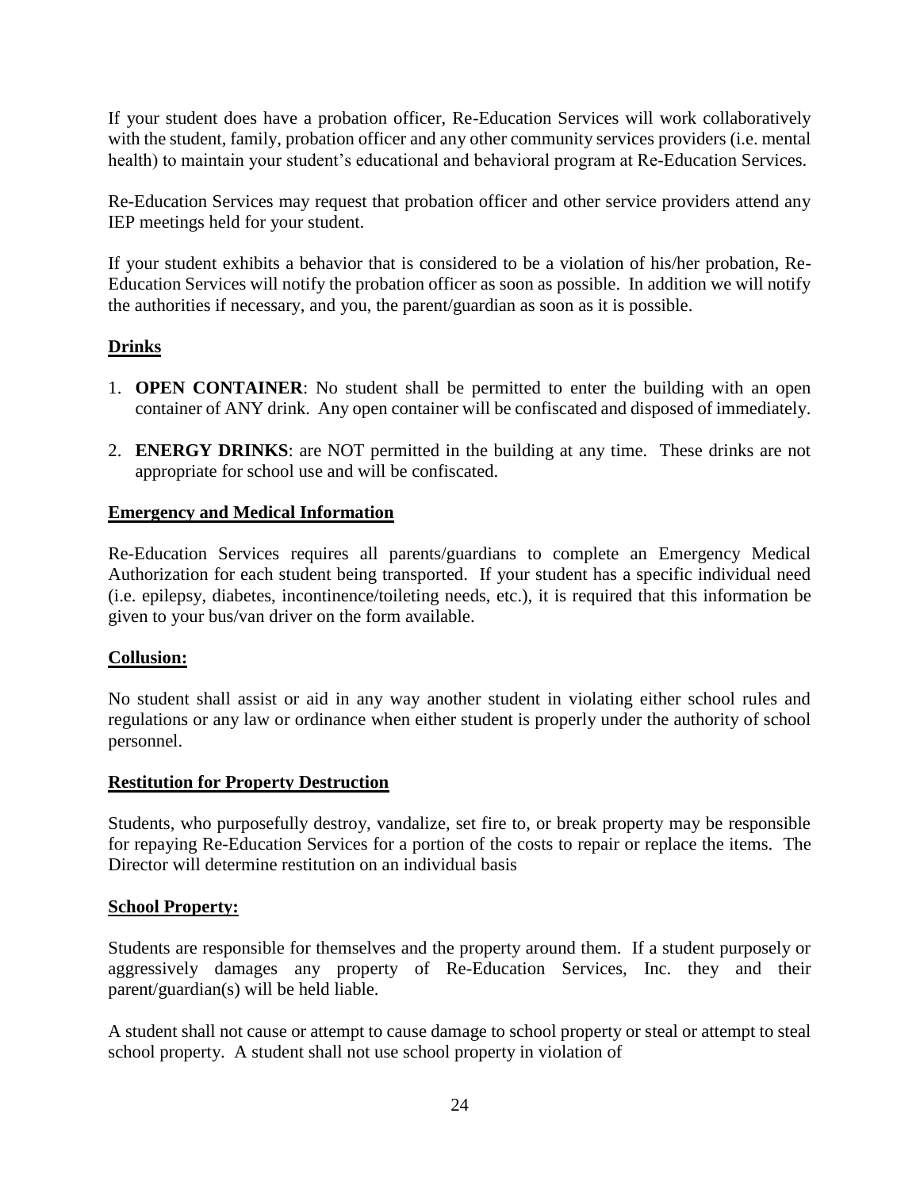If your student does have a probation officer, Re-Education Services will work collaboratively with the student, family, probation officer and any other community services providers (i.e. mental health) to maintain your student's educational and behavioral program at Re-Education Services.

Re-Education Services may request that probation officer and other service providers attend any IEP meetings held for your student.

If your student exhibits a behavior that is considered to be a violation of his/her probation, Re-Education Services will notify the probation officer as soon as possible. In addition we will notify the authorities if necessary, and you, the parent/guardian as soon as it is possible.

## Drinks

1. **OPEN CONTAINER**: No student shall be permitted to enter the building with an open container of ANY drink. Any open container will be confiscated and disposed of immediately.
2. **ENERGY DRINKS**: are NOT permitted in the building at any time. These drinks are not appropriate for school use and will be confiscated.

## Emergency and Medical Information

Re-Education Services requires all parents/guardians to complete an Emergency Medical Authorization for each student being transported. If your student has a specific individual need (i.e. epilepsy, diabetes, incontinence/toileting needs, etc.), it is required that this information be given to your bus/van driver on the form available.

## Collusion:

No student shall assist or aid in any way another student in violating either school rules and regulations or any law or ordinance when either student is properly under the authority of school personnel.

## Restitution for Property Destruction

Students, who purposefully destroy, vandalize, set fire to, or break property may be responsible for repaying Re-Education Services for a portion of the costs to repair or replace the items. The Director will determine restitution on an individual basis

## School Property:

Students are responsible for themselves and the property around them. If a student purposely or aggressively damages any property of Re-Education Services, Inc. they and their parent/guardian(s) will be held liable.

A student shall not cause or attempt to cause damage to school property or steal or attempt to steal school property. A student shall not use school property in violation of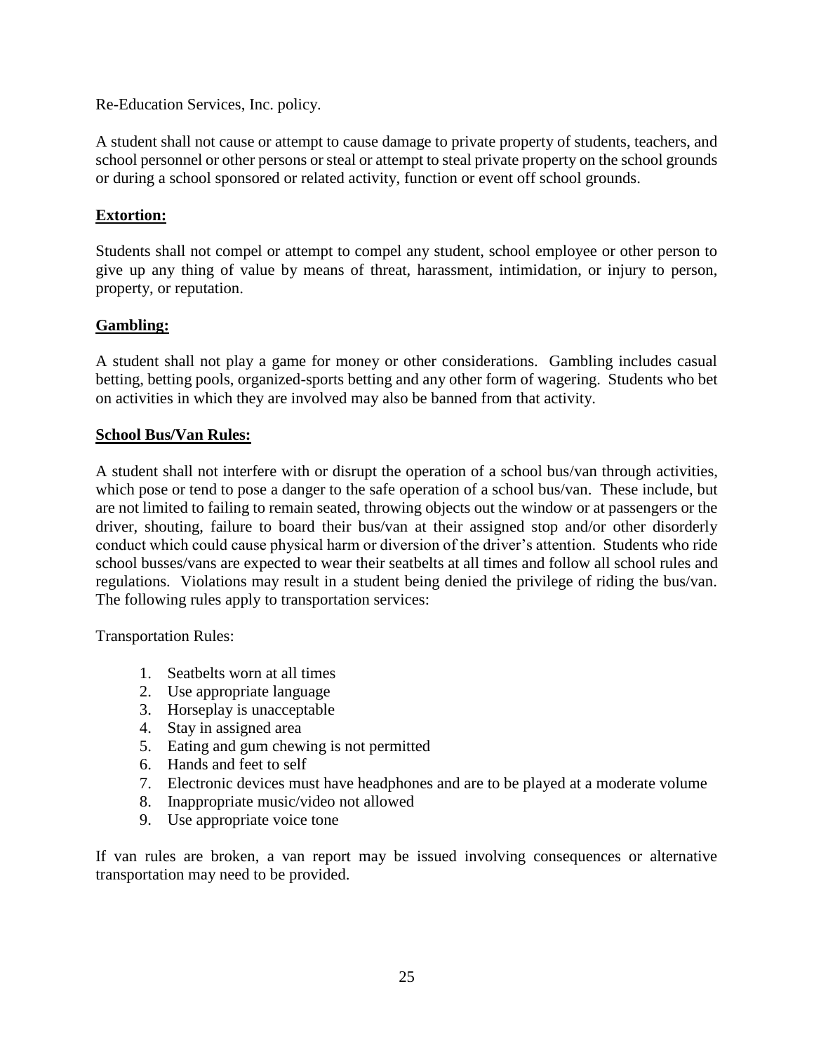Re-Education Services, Inc. policy.

A student shall not cause or attempt to cause damage to private property of students, teachers, and school personnel or other persons or steal or attempt to steal private property on the school grounds or during a school sponsored or related activity, function or event off school grounds.

**Extortion:**

Students shall not compel or attempt to compel any student, school employee or other person to give up any thing of value by means of threat, harassment, intimidation, or injury to person, property, or reputation.

**Gambling:**

A student shall not play a game for money or other considerations. Gambling includes casual betting, betting pools, organized-sports betting and any other form of wagering. Students who bet on activities in which they are involved may also be banned from that activity.

**School Bus/Van Rules:**

A student shall not interfere with or disrupt the operation of a school bus/van through activities, which pose or tend to pose a danger to the safe operation of a school bus/van. These include, but are not limited to failing to remain seated, throwing objects out the window or at passengers or the driver, shouting, failure to board their bus/van at their assigned stop and/or other disorderly conduct which could cause physical harm or diversion of the driver's attention. Students who ride school busses/vans are expected to wear their seatbelts at all times and follow all school rules and regulations. Violations may result in a student being denied the privilege of riding the bus/van. The following rules apply to transportation services:

Transportation Rules:

1. Seatbelts worn at all times
2. Use appropriate language
3. Horseplay is unacceptable
4. Stay in assigned area
5. Eating and gum chewing is not permitted
6. Hands and feet to self
7. Electronic devices must have headphones and are to be played at a moderate volume
8. Inappropriate music/video not allowed
9. Use appropriate voice tone

If van rules are broken, a van report may be issued involving consequences or alternative transportation may need to be provided.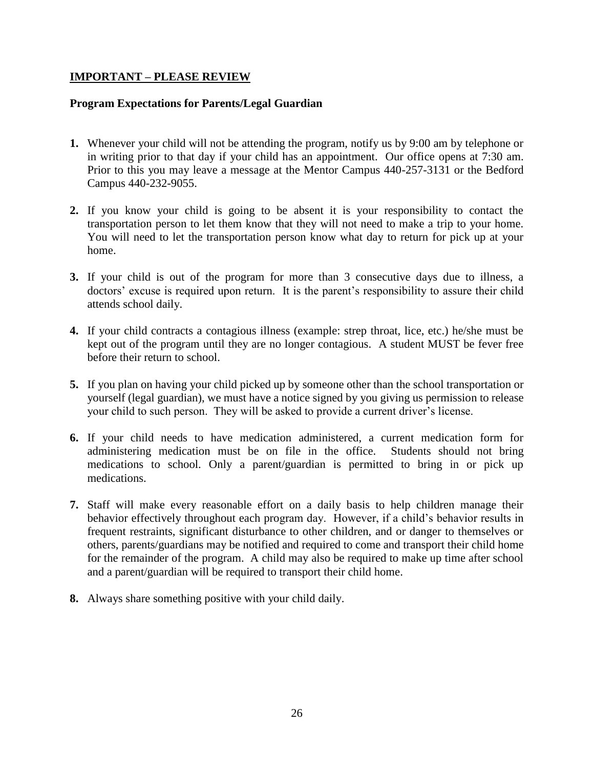**IMPORTANT – PLEASE REVIEW**

**Program Expectations for Parents/Legal Guardian**

1. Whenever your child will not be attending the program, notify us by 9:00 am by telephone or in writing prior to that day if your child has an appointment. Our office opens at 7:30 am. Prior to this you may leave a message at the Mentor Campus 440-257-3131 or the Bedford Campus 440-232-9055.

2. If you know your child is going to be absent it is your responsibility to contact the transportation person to let them know that they will not need to make a trip to your home. You will need to let the transportation person know what day to return for pick up at your home.

3. If your child is out of the program for more than 3 consecutive days due to illness, a doctors' excuse is required upon return. It is the parent's responsibility to assure their child attends school daily.

4. If your child contracts a contagious illness (example: strep throat, lice, etc.) he/she must be kept out of the program until they are no longer contagious. A student MUST be fever free before their return to school.

5. If you plan on having your child picked up by someone other than the school transportation or yourself (legal guardian), we must have a notice signed by you giving us permission to release your child to such person. They will be asked to provide a current driver's license.

6. If your child needs to have medication administered, a current medication form for administering medication must be on file in the office. Students should not bring medications to school. Only a parent/guardian is permitted to bring in or pick up medications.

7. Staff will make every reasonable effort on a daily basis to help children manage their behavior effectively throughout each program day. However, if a child's behavior results in frequent restraints, significant disturbance to other children, and or danger to themselves or others, parents/guardians may be notified and required to come and transport their child home for the remainder of the program. A child may also be required to make up time after school and a parent/guardian will be required to transport their child home.

8. Always share something positive with your child daily.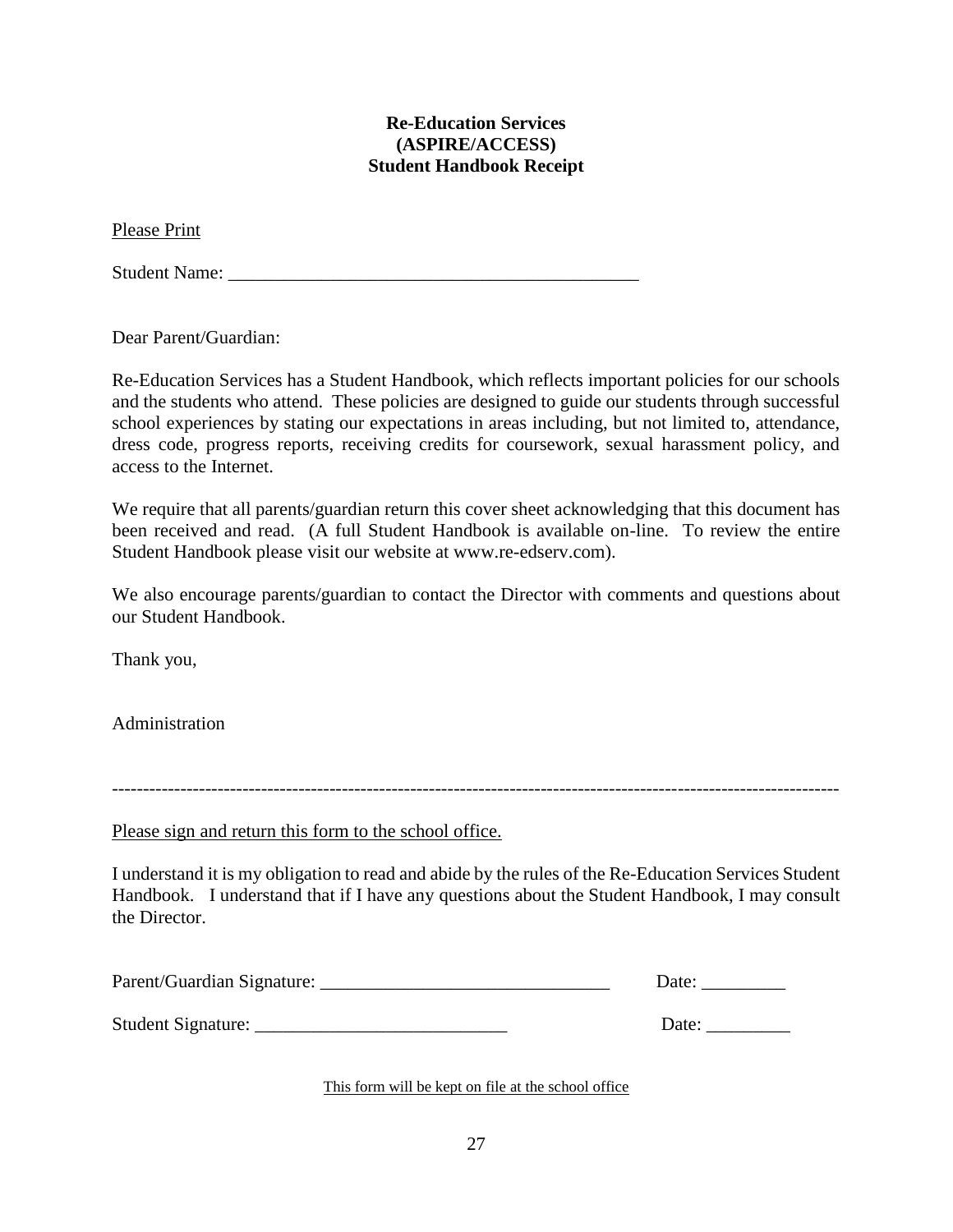**Re-Education Services**
**(ASPIRE/ACCESS)**
**Student Handbook Receipt**

Please Print

Student Name: ____________________________________________

Dear Parent/Guardian:

Re-Education Services has a Student Handbook, which reflects important policies for our schools and the students who attend. These policies are designed to guide our students through successful school experiences by stating our expectations in areas including, but not limited to, attendance, dress code, progress reports, receiving credits for coursework, sexual harassment policy, and access to the Internet.

We require that all parents/guardian return this cover sheet acknowledging that this document has been received and read. (A full Student Handbook is available on-line. To review the entire Student Handbook please visit our website at www.re-edserv.com).

We also encourage parents/guardian to contact the Director with comments and questions about our Student Handbook.

Thank you,

Administration

---

Please sign and return this form to the school office.

I understand it is my obligation to read and abide by the rules of the Re-Education Services Student Handbook. I understand that if I have any questions about the Student Handbook, I may consult the Director.

Parent/Guardian Signature: _______________________________ Date: _________

Student Signature: ___________________________ Date: _________

This form will be kept on file at the school office